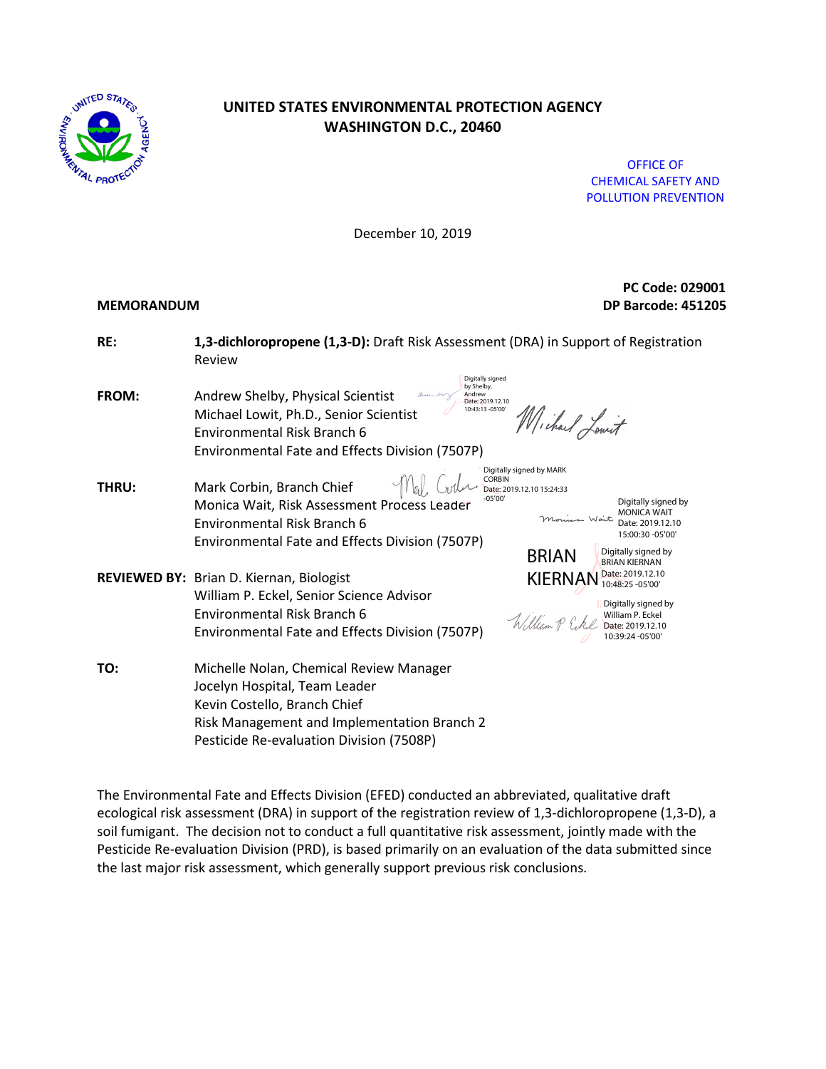**UNITED STATES ENVIRONMENTAL PROTECTION AGENCY**
**WASHINGTON D.C., 20460**

OFFICE OF
CHEMICAL SAFETY AND
POLLUTION PREVENTION

December 10, 2019

**PC Code: 029001**
**DP Barcode: 451205**

**MEMORANDUM**

**RE:** **1,3-dichloropropene (1,3-D):** Draft Risk Assessment (DRA) in Support of Registration Review

**FROM:** Andrew Shelby, Physical Scientist
Michael Lowit, Ph.D., Senior Scientist
Environmental Risk Branch 6
Environmental Fate and Effects Division (7507P)

Digitally signed by Shelby, Andrew Date: 2019.12.10 10:43:13 -05'00'

**THRU:** Mark Corbin, Branch Chief
Monica Wait, Risk Assessment Process Leader
Environmental Risk Branch 6
Environmental Fate and Effects Division (7507P)

Digitally signed by MARK CORBIN Date: 2019.12.10 15:24:33 -05'00'

Digitally signed by MONICA WAIT Date: 2019.12.10 15:00:30 -05'00'

**REVIEWED BY:** Brian D. Kiernan, Biologist
William P. Eckel, Senior Science Advisor
Environmental Risk Branch 6
Environmental Fate and Effects Division (7507P)

Digitally signed by BRIAN KIERNAN Date: 2019.12.10 10:48:25 -05'00'

Digitally signed by William P. Eckel Date: 2019.12.10 10:39:24 -05'00'

**TO:** Michelle Nolan, Chemical Review Manager
Jocelyn Hospital, Team Leader
Kevin Costello, Branch Chief
Risk Management and Implementation Branch 2
Pesticide Re-evaluation Division (7508P)

The Environmental Fate and Effects Division (EFED) conducted an abbreviated, qualitative draft ecological risk assessment (DRA) in support of the registration review of 1,3-dichloropropene (1,3-D), a soil fumigant. The decision not to conduct a full quantitative risk assessment, jointly made with the Pesticide Re-evaluation Division (PRD), is based primarily on an evaluation of the data submitted since the last major risk assessment, which generally support previous risk conclusions.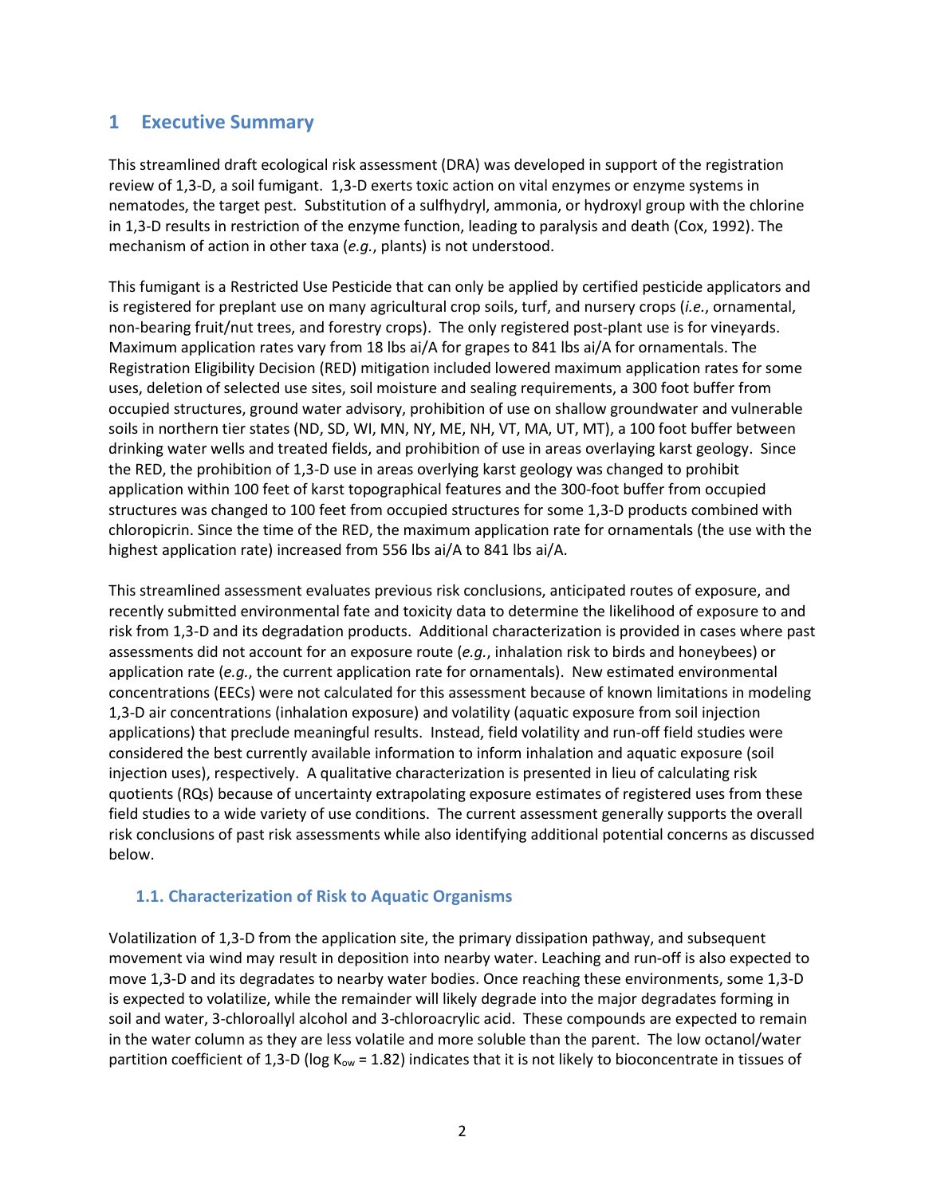# 1 Executive Summary

This streamlined draft ecological risk assessment (DRA) was developed in support of the registration review of 1,3-D, a soil fumigant. 1,3-D exerts toxic action on vital enzymes or enzyme systems in nematodes, the target pest. Substitution of a sulfhydryl, ammonia, or hydroxyl group with the chlorine in 1,3-D results in restriction of the enzyme function, leading to paralysis and death (Cox, 1992). The mechanism of action in other taxa (*e.g.*, plants) is not understood.

This fumigant is a Restricted Use Pesticide that can only be applied by certified pesticide applicators and is registered for preplant use on many agricultural crop soils, turf, and nursery crops (*i.e.*, ornamental, non-bearing fruit/nut trees, and forestry crops). The only registered post-plant use is for vineyards. Maximum application rates vary from 18 lbs ai/A for grapes to 841 lbs ai/A for ornamentals. The Registration Eligibility Decision (RED) mitigation included lowered maximum application rates for some uses, deletion of selected use sites, soil moisture and sealing requirements, a 300 foot buffer from occupied structures, ground water advisory, prohibition of use on shallow groundwater and vulnerable soils in northern tier states (ND, SD, WI, MN, NY, ME, NH, VT, MA, UT, MT), a 100 foot buffer between drinking water wells and treated fields, and prohibition of use in areas overlaying karst geology. Since the RED, the prohibition of 1,3-D use in areas overlying karst geology was changed to prohibit application within 100 feet of karst topographical features and the 300-foot buffer from occupied structures was changed to 100 feet from occupied structures for some 1,3-D products combined with chloropicrin. Since the time of the RED, the maximum application rate for ornamentals (the use with the highest application rate) increased from 556 lbs ai/A to 841 lbs ai/A.

This streamlined assessment evaluates previous risk conclusions, anticipated routes of exposure, and recently submitted environmental fate and toxicity data to determine the likelihood of exposure to and risk from 1,3-D and its degradation products. Additional characterization is provided in cases where past assessments did not account for an exposure route (*e.g.*, inhalation risk to birds and honeybees) or application rate (*e.g.*, the current application rate for ornamentals). New estimated environmental concentrations (EECs) were not calculated for this assessment because of known limitations in modeling 1,3-D air concentrations (inhalation exposure) and volatility (aquatic exposure from soil injection applications) that preclude meaningful results. Instead, field volatility and run-off field studies were considered the best currently available information to inform inhalation and aquatic exposure (soil injection uses), respectively. A qualitative characterization is presented in lieu of calculating risk quotients (RQs) because of uncertainty extrapolating exposure estimates of registered uses from these field studies to a wide variety of use conditions. The current assessment generally supports the overall risk conclusions of past risk assessments while also identifying additional potential concerns as discussed below.

## 1.1. Characterization of Risk to Aquatic Organisms

Volatilization of 1,3-D from the application site, the primary dissipation pathway, and subsequent movement via wind may result in deposition into nearby water. Leaching and run-off is also expected to move 1,3-D and its degradates to nearby water bodies. Once reaching these environments, some 1,3-D is expected to volatilize, while the remainder will likely degrade into the major degradates forming in soil and water, 3-chloroallyl alcohol and 3-chloroacrylic acid. These compounds are expected to remain in the water column as they are less volatile and more soluble than the parent. The low octanol/water partition coefficient of 1,3-D (log $K_{ow}$ = 1.82) indicates that it is not likely to bioconcentrate in tissues of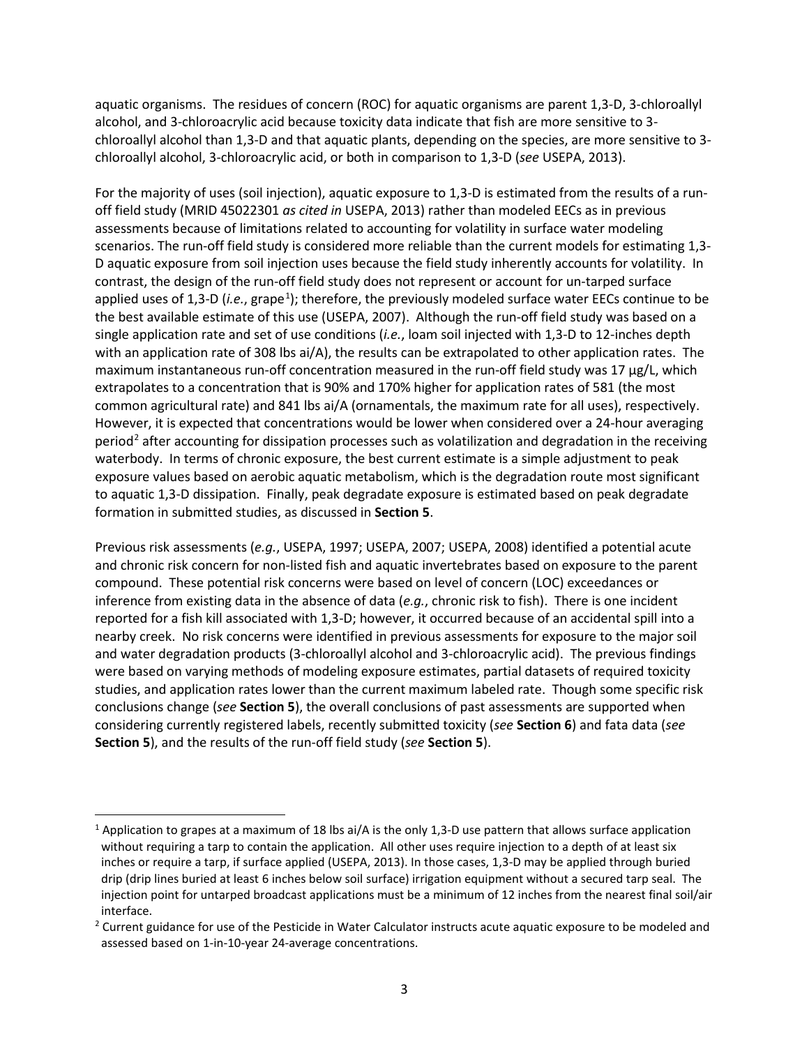aquatic organisms. The residues of concern (ROC) for aquatic organisms are parent 1,3-D, 3-chloroallyl alcohol, and 3-chloroacrylic acid because toxicity data indicate that fish are more sensitive to 3-chloroallyl alcohol than 1,3-D and that aquatic plants, depending on the species, are more sensitive to 3-chloroallyl alcohol, 3-chloroacrylic acid, or both in comparison to 1,3-D (*see* USEPA, 2013).

For the majority of uses (soil injection), aquatic exposure to 1,3-D is estimated from the results of a run-off field study (MRID 45022301 *as cited in* USEPA, 2013) rather than modeled EECs as in previous assessments because of limitations related to accounting for volatility in surface water modeling scenarios. The run-off field study is considered more reliable than the current models for estimating 1,3-D aquatic exposure from soil injection uses because the field study inherently accounts for volatility. In contrast, the design of the run-off field study does not represent or account for un-tarped surface applied uses of 1,3-D (*i.e.*, grape[1]); therefore, the previously modeled surface water EECs continue to be the best available estimate of this use (USEPA, 2007). Although the run-off field study was based on a single application rate and set of use conditions (*i.e.*, loam soil injected with 1,3-D to 12-inches depth with an application rate of 308 lbs ai/A), the results can be extrapolated to other application rates. The maximum instantaneous run-off concentration measured in the run-off field study was 17 µg/L, which extrapolates to a concentration that is 90% and 170% higher for application rates of 581 (the most common agricultural rate) and 841 lbs ai/A (ornamentals, the maximum rate for all uses), respectively. However, it is expected that concentrations would be lower when considered over a 24-hour averaging period[2] after accounting for dissipation processes such as volatilization and degradation in the receiving waterbody. In terms of chronic exposure, the best current estimate is a simple adjustment to peak exposure values based on aerobic aquatic metabolism, which is the degradation route most significant to aquatic 1,3-D dissipation. Finally, peak degradate exposure is estimated based on peak degradate formation in submitted studies, as discussed in **Section 5**.

Previous risk assessments (*e.g.*, USEPA, 1997; USEPA, 2007; USEPA, 2008) identified a potential acute and chronic risk concern for non-listed fish and aquatic invertebrates based on exposure to the parent compound. These potential risk concerns were based on level of concern (LOC) exceedances or inference from existing data in the absence of data (*e.g.*, chronic risk to fish). There is one incident reported for a fish kill associated with 1,3-D; however, it occurred because of an accidental spill into a nearby creek. No risk concerns were identified in previous assessments for exposure to the major soil and water degradation products (3-chloroallyl alcohol and 3-chloroacrylic acid). The previous findings were based on varying methods of modeling exposure estimates, partial datasets of required toxicity studies, and application rates lower than the current maximum labeled rate. Though some specific risk conclusions change (*see* **Section 5**), the overall conclusions of past assessments are supported when considering currently registered labels, recently submitted toxicity (*see* **Section 6**) and fata data (*see* **Section 5**), and the results of the run-off field study (*see* **Section 5**).

---

[1] Application to grapes at a maximum of 18 lbs ai/A is the only 1,3-D use pattern that allows surface application without requiring a tarp to contain the application. All other uses require injection to a depth of at least six inches or require a tarp, if surface applied (USEPA, 2013). In those cases, 1,3-D may be applied through buried drip (drip lines buried at least 6 inches below soil surface) irrigation equipment without a secured tarp seal. The injection point for untarped broadcast applications must be a minimum of 12 inches from the nearest final soil/air interface.

[2] Current guidance for use of the Pesticide in Water Calculator instructs acute aquatic exposure to be modeled and assessed based on 1-in-10-year 24-average concentrations.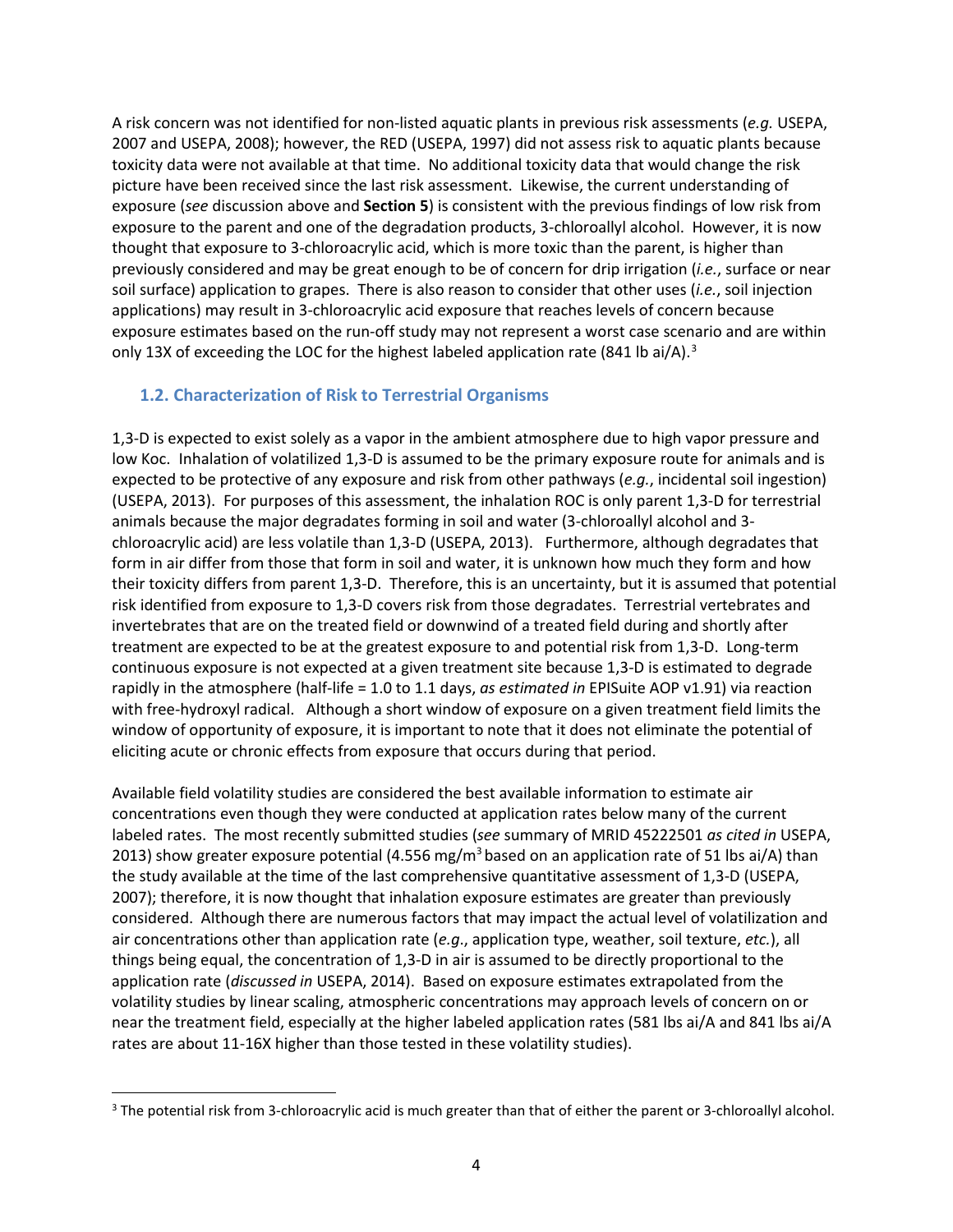A risk concern was not identified for non-listed aquatic plants in previous risk assessments (*e.g.* USEPA, 2007 and USEPA, 2008); however, the RED (USEPA, 1997) did not assess risk to aquatic plants because toxicity data were not available at that time. No additional toxicity data that would change the risk picture have been received since the last risk assessment. Likewise, the current understanding of exposure (*see* discussion above and **Section 5**) is consistent with the previous findings of low risk from exposure to the parent and one of the degradation products, 3-chloroallyl alcohol. However, it is now thought that exposure to 3-chloroacrylic acid, which is more toxic than the parent, is higher than previously considered and may be great enough to be of concern for drip irrigation (*i.e.*, surface or near soil surface) application to grapes. There is also reason to consider that other uses (*i.e.*, soil injection applications) may result in 3-chloroacrylic acid exposure that reaches levels of concern because exposure estimates based on the run-off study may not represent a worst case scenario and are within only 13X of exceeding the LOC for the highest labeled application rate (841 lb ai/A).[3]

### 1.2. Characterization of Risk to Terrestrial Organisms

1,3-D is expected to exist solely as a vapor in the ambient atmosphere due to high vapor pressure and low Koc. Inhalation of volatilized 1,3-D is assumed to be the primary exposure route for animals and is expected to be protective of any exposure and risk from other pathways (*e.g.*, incidental soil ingestion) (USEPA, 2013). For purposes of this assessment, the inhalation ROC is only parent 1,3-D for terrestrial animals because the major degradates forming in soil and water (3-chloroallyl alcohol and 3-chloroacrylic acid) are less volatile than 1,3-D (USEPA, 2013). Furthermore, although degradates that form in air differ from those that form in soil and water, it is unknown how much they form and how their toxicity differs from parent 1,3-D. Therefore, this is an uncertainty, but it is assumed that potential risk identified from exposure to 1,3-D covers risk from those degradates. Terrestrial vertebrates and invertebrates that are on the treated field or downwind of a treated field during and shortly after treatment are expected to be at the greatest exposure to and potential risk from 1,3-D. Long-term continuous exposure is not expected at a given treatment site because 1,3-D is estimated to degrade rapidly in the atmosphere (half-life = 1.0 to 1.1 days, *as estimated in* EPISuite AOP v1.91) via reaction with free-hydroxyl radical. Although a short window of exposure on a given treatment field limits the window of opportunity of exposure, it is important to note that it does not eliminate the potential of eliciting acute or chronic effects from exposure that occurs during that period.

Available field volatility studies are considered the best available information to estimate air concentrations even though they were conducted at application rates below many of the current labeled rates. The most recently submitted studies (*see* summary of MRID 45222501 *as cited in* USEPA, 2013) show greater exposure potential (4.556 mg/m$^3$ based on an application rate of 51 lbs ai/A) than the study available at the time of the last comprehensive quantitative assessment of 1,3-D (USEPA, 2007); therefore, it is now thought that inhalation exposure estimates are greater than previously considered. Although there are numerous factors that may impact the actual level of volatilization and air concentrations other than application rate (*e.g*., application type, weather, soil texture, *etc.*), all things being equal, the concentration of 1,3-D in air is assumed to be directly proportional to the application rate (*discussed in* USEPA, 2014). Based on exposure estimates extrapolated from the volatility studies by linear scaling, atmospheric concentrations may approach levels of concern on or near the treatment field, especially at the higher labeled application rates (581 lbs ai/A and 841 lbs ai/A rates are about 11-16X higher than those tested in these volatility studies).

---

[3] The potential risk from 3-chloroacrylic acid is much greater than that of either the parent or 3-chloroallyl alcohol.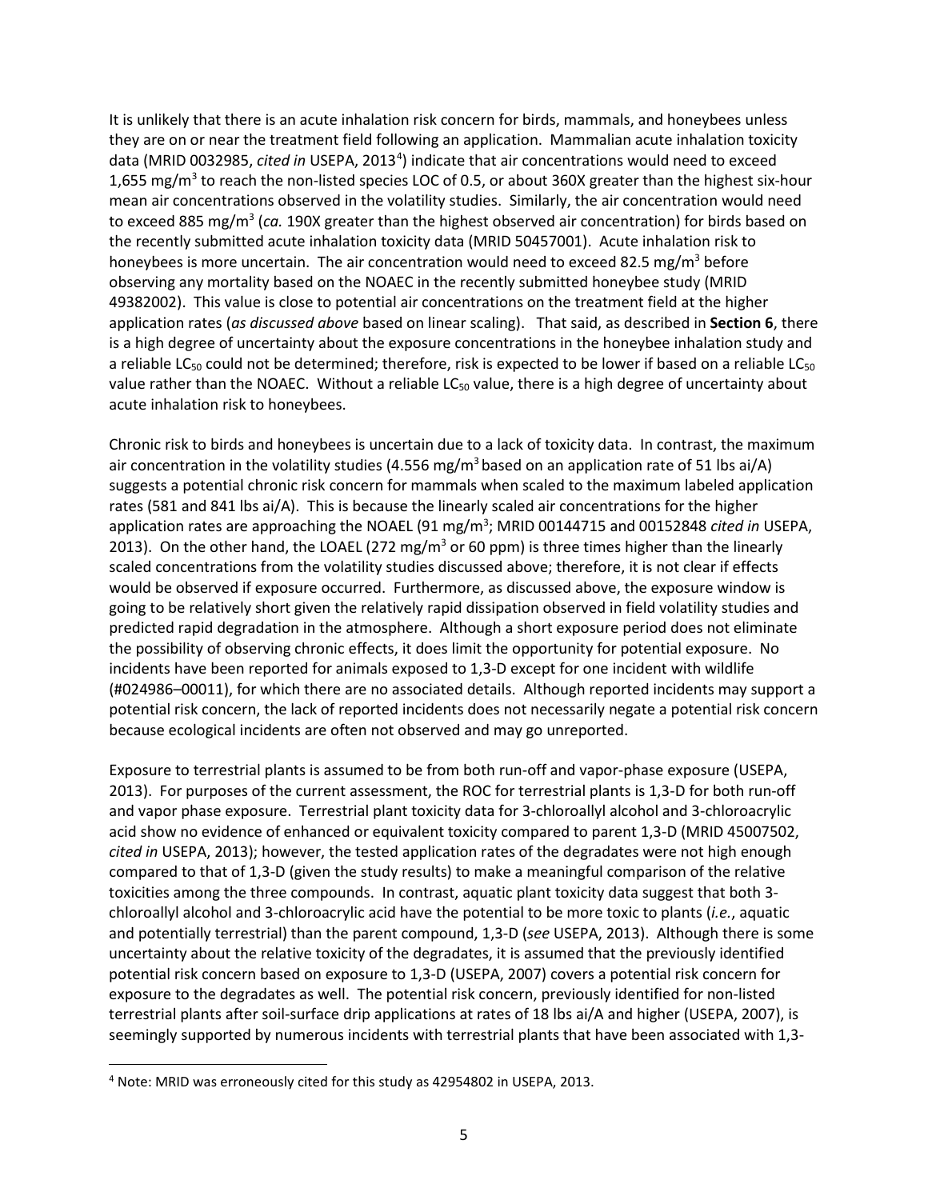It is unlikely that there is an acute inhalation risk concern for birds, mammals, and honeybees unless they are on or near the treatment field following an application. Mammalian acute inhalation toxicity data (MRID 0032985, *cited in* USEPA, 2013[4]) indicate that air concentrations would need to exceed 1,655 mg/m$^3$ to reach the non-listed species LOC of 0.5, or about 360X greater than the highest six-hour mean air concentrations observed in the volatility studies. Similarly, the air concentration would need to exceed 885 mg/m$^3$ (*ca.* 190X greater than the highest observed air concentration) for birds based on the recently submitted acute inhalation toxicity data (MRID 50457001). Acute inhalation risk to honeybees is more uncertain. The air concentration would need to exceed 82.5 mg/m$^3$ before observing any mortality based on the NOAEC in the recently submitted honeybee study (MRID 49382002). This value is close to potential air concentrations on the treatment field at the higher application rates (*as discussed above* based on linear scaling). That said, as described in **Section 6**, there is a high degree of uncertainty about the exposure concentrations in the honeybee inhalation study and a reliable $LC_{50}$ could not be determined; therefore, risk is expected to be lower if based on a reliable $LC_{50}$ value rather than the NOAEC. Without a reliable $LC_{50}$ value, there is a high degree of uncertainty about acute inhalation risk to honeybees.

Chronic risk to birds and honeybees is uncertain due to a lack of toxicity data. In contrast, the maximum air concentration in the volatility studies (4.556 mg/m$^3$ based on an application rate of 51 lbs ai/A) suggests a potential chronic risk concern for mammals when scaled to the maximum labeled application rates (581 and 841 lbs ai/A). This is because the linearly scaled air concentrations for the higher application rates are approaching the NOAEL (91 mg/m$^3$; MRID 00144715 and 00152848 *cited in* USEPA, 2013). On the other hand, the LOAEL (272 mg/m$^3$ or 60 ppm) is three times higher than the linearly scaled concentrations from the volatility studies discussed above; therefore, it is not clear if effects would be observed if exposure occurred. Furthermore, as discussed above, the exposure window is going to be relatively short given the relatively rapid dissipation observed in field volatility studies and predicted rapid degradation in the atmosphere. Although a short exposure period does not eliminate the possibility of observing chronic effects, it does limit the opportunity for potential exposure. No incidents have been reported for animals exposed to 1,3-D except for one incident with wildlife (#024986–00011), for which there are no associated details. Although reported incidents may support a potential risk concern, the lack of reported incidents does not necessarily negate a potential risk concern because ecological incidents are often not observed and may go unreported.

Exposure to terrestrial plants is assumed to be from both run-off and vapor-phase exposure (USEPA, 2013). For purposes of the current assessment, the ROC for terrestrial plants is 1,3-D for both run-off and vapor phase exposure. Terrestrial plant toxicity data for 3-chloroallyl alcohol and 3-chloroacrylic acid show no evidence of enhanced or equivalent toxicity compared to parent 1,3-D (MRID 45007502, *cited in* USEPA, 2013); however, the tested application rates of the degradates were not high enough compared to that of 1,3-D (given the study results) to make a meaningful comparison of the relative toxicities among the three compounds. In contrast, aquatic plant toxicity data suggest that both 3-chloroallyl alcohol and 3-chloroacrylic acid have the potential to be more toxic to plants (*i.e.*, aquatic and potentially terrestrial) than the parent compound, 1,3-D (*see* USEPA, 2013). Although there is some uncertainty about the relative toxicity of the degradates, it is assumed that the previously identified potential risk concern based on exposure to 1,3-D (USEPA, 2007) covers a potential risk concern for exposure to the degradates as well. The potential risk concern, previously identified for non-listed terrestrial plants after soil-surface drip applications at rates of 18 lbs ai/A and higher (USEPA, 2007), is seemingly supported by numerous incidents with terrestrial plants that have been associated with 1,3-

[4] Note: MRID was erroneously cited for this study as 42954802 in USEPA, 2013.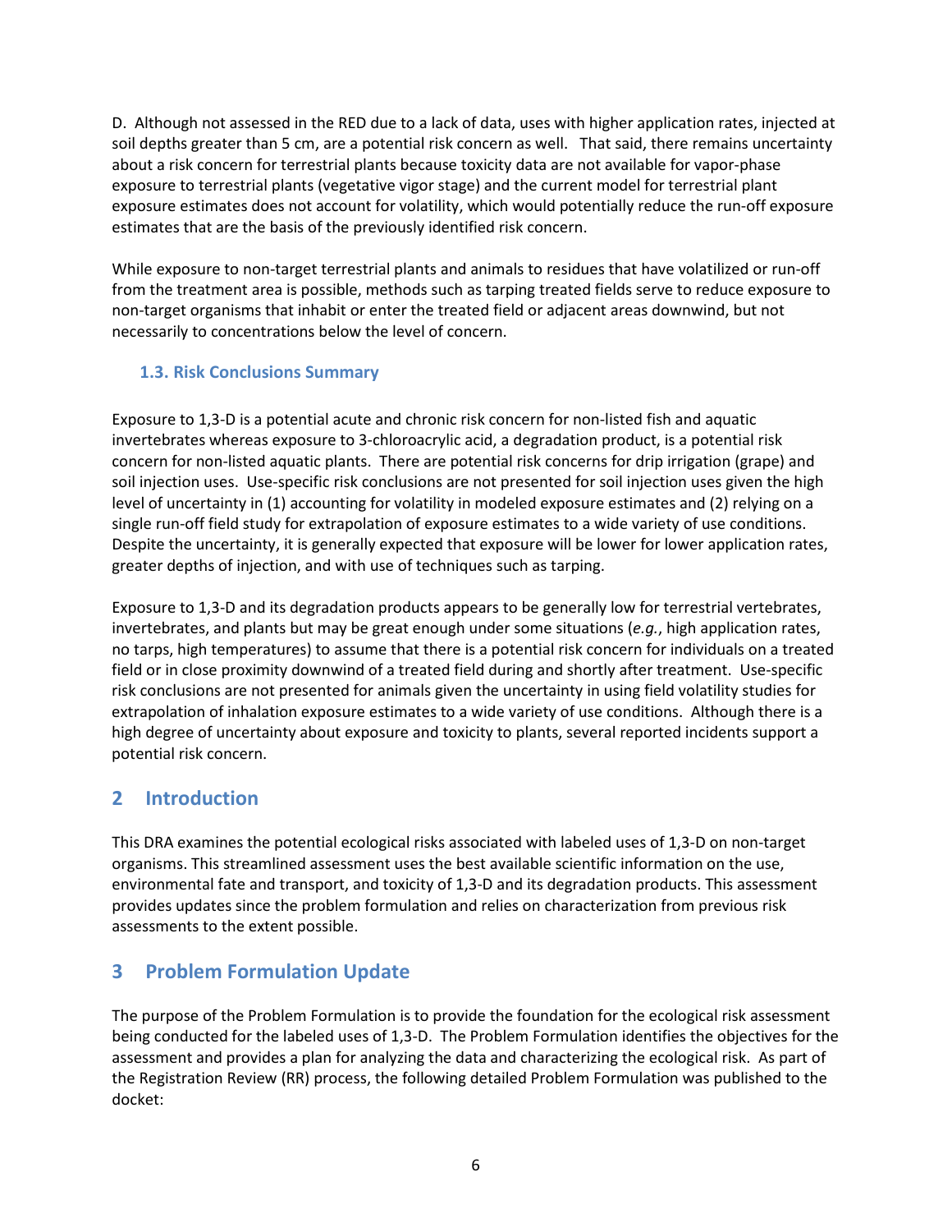D. Although not assessed in the RED due to a lack of data, uses with higher application rates, injected at soil depths greater than 5 cm, are a potential risk concern as well. That said, there remains uncertainty about a risk concern for terrestrial plants because toxicity data are not available for vapor-phase exposure to terrestrial plants (vegetative vigor stage) and the current model for terrestrial plant exposure estimates does not account for volatility, which would potentially reduce the run-off exposure estimates that are the basis of the previously identified risk concern.

While exposure to non-target terrestrial plants and animals to residues that have volatilized or run-off from the treatment area is possible, methods such as tarping treated fields serve to reduce exposure to non-target organisms that inhabit or enter the treated field or adjacent areas downwind, but not necessarily to concentrations below the level of concern.

### 1.3. Risk Conclusions Summary

Exposure to 1,3-D is a potential acute and chronic risk concern for non-listed fish and aquatic invertebrates whereas exposure to 3-chloroacrylic acid, a degradation product, is a potential risk concern for non-listed aquatic plants. There are potential risk concerns for drip irrigation (grape) and soil injection uses. Use-specific risk conclusions are not presented for soil injection uses given the high level of uncertainty in (1) accounting for volatility in modeled exposure estimates and (2) relying on a single run-off field study for extrapolation of exposure estimates to a wide variety of use conditions. Despite the uncertainty, it is generally expected that exposure will be lower for lower application rates, greater depths of injection, and with use of techniques such as tarping.

Exposure to 1,3-D and its degradation products appears to be generally low for terrestrial vertebrates, invertebrates, and plants but may be great enough under some situations (*e.g.*, high application rates, no tarps, high temperatures) to assume that there is a potential risk concern for individuals on a treated field or in close proximity downwind of a treated field during and shortly after treatment. Use-specific risk conclusions are not presented for animals given the uncertainty in using field volatility studies for extrapolation of inhalation exposure estimates to a wide variety of use conditions. Although there is a high degree of uncertainty about exposure and toxicity to plants, several reported incidents support a potential risk concern.

## 2 Introduction

This DRA examines the potential ecological risks associated with labeled uses of 1,3-D on non-target organisms. This streamlined assessment uses the best available scientific information on the use, environmental fate and transport, and toxicity of 1,3-D and its degradation products. This assessment provides updates since the problem formulation and relies on characterization from previous risk assessments to the extent possible.

## 3 Problem Formulation Update

The purpose of the Problem Formulation is to provide the foundation for the ecological risk assessment being conducted for the labeled uses of 1,3-D. The Problem Formulation identifies the objectives for the assessment and provides a plan for analyzing the data and characterizing the ecological risk. As part of the Registration Review (RR) process, the following detailed Problem Formulation was published to the docket: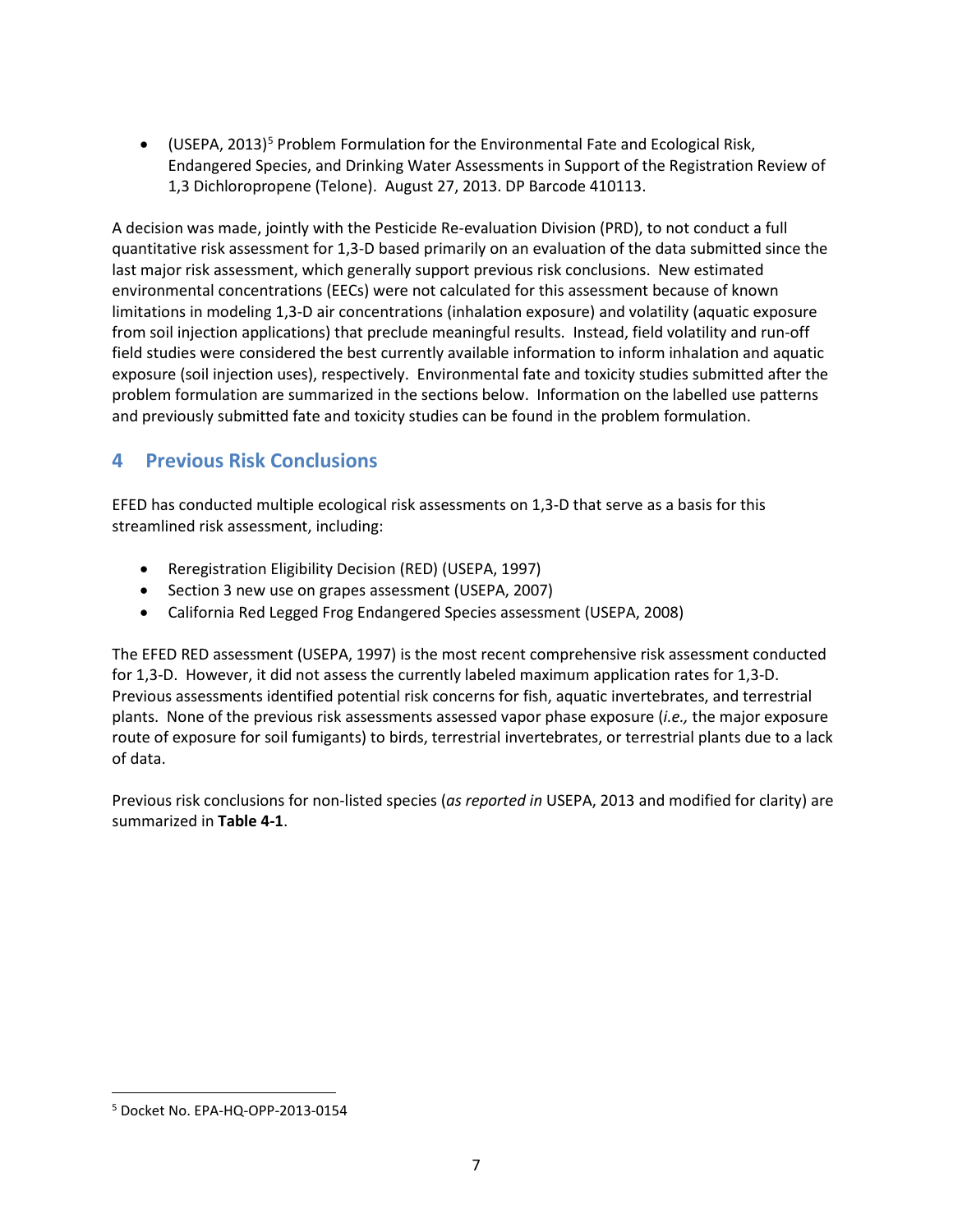- (USEPA, 2013)[5] Problem Formulation for the Environmental Fate and Ecological Risk, Endangered Species, and Drinking Water Assessments in Support of the Registration Review of 1,3 Dichloropropene (Telone). August 27, 2013. DP Barcode 410113.

A decision was made, jointly with the Pesticide Re-evaluation Division (PRD), to not conduct a full quantitative risk assessment for 1,3-D based primarily on an evaluation of the data submitted since the last major risk assessment, which generally support previous risk conclusions. New estimated environmental concentrations (EECs) were not calculated for this assessment because of known limitations in modeling 1,3-D air concentrations (inhalation exposure) and volatility (aquatic exposure from soil injection applications) that preclude meaningful results. Instead, field volatility and run-off field studies were considered the best currently available information to inform inhalation and aquatic exposure (soil injection uses), respectively. Environmental fate and toxicity studies submitted after the problem formulation are summarized in the sections below. Information on the labelled use patterns and previously submitted fate and toxicity studies can be found in the problem formulation.

## 4 Previous Risk Conclusions

EFED has conducted multiple ecological risk assessments on 1,3-D that serve as a basis for this streamlined risk assessment, including:

- Reregistration Eligibility Decision (RED) (USEPA, 1997)
- Section 3 new use on grapes assessment (USEPA, 2007)
- California Red Legged Frog Endangered Species assessment (USEPA, 2008)

The EFED RED assessment (USEPA, 1997) is the most recent comprehensive risk assessment conducted for 1,3-D. However, it did not assess the currently labeled maximum application rates for 1,3-D. Previous assessments identified potential risk concerns for fish, aquatic invertebrates, and terrestrial plants. None of the previous risk assessments assessed vapor phase exposure (*i.e.,* the major exposure route of exposure for soil fumigants) to birds, terrestrial invertebrates, or terrestrial plants due to a lack of data.

Previous risk conclusions for non-listed species (*as reported in* USEPA, 2013 and modified for clarity) are summarized in **Table 4-1**.

[5] Docket No. EPA-HQ-OPP-2013-0154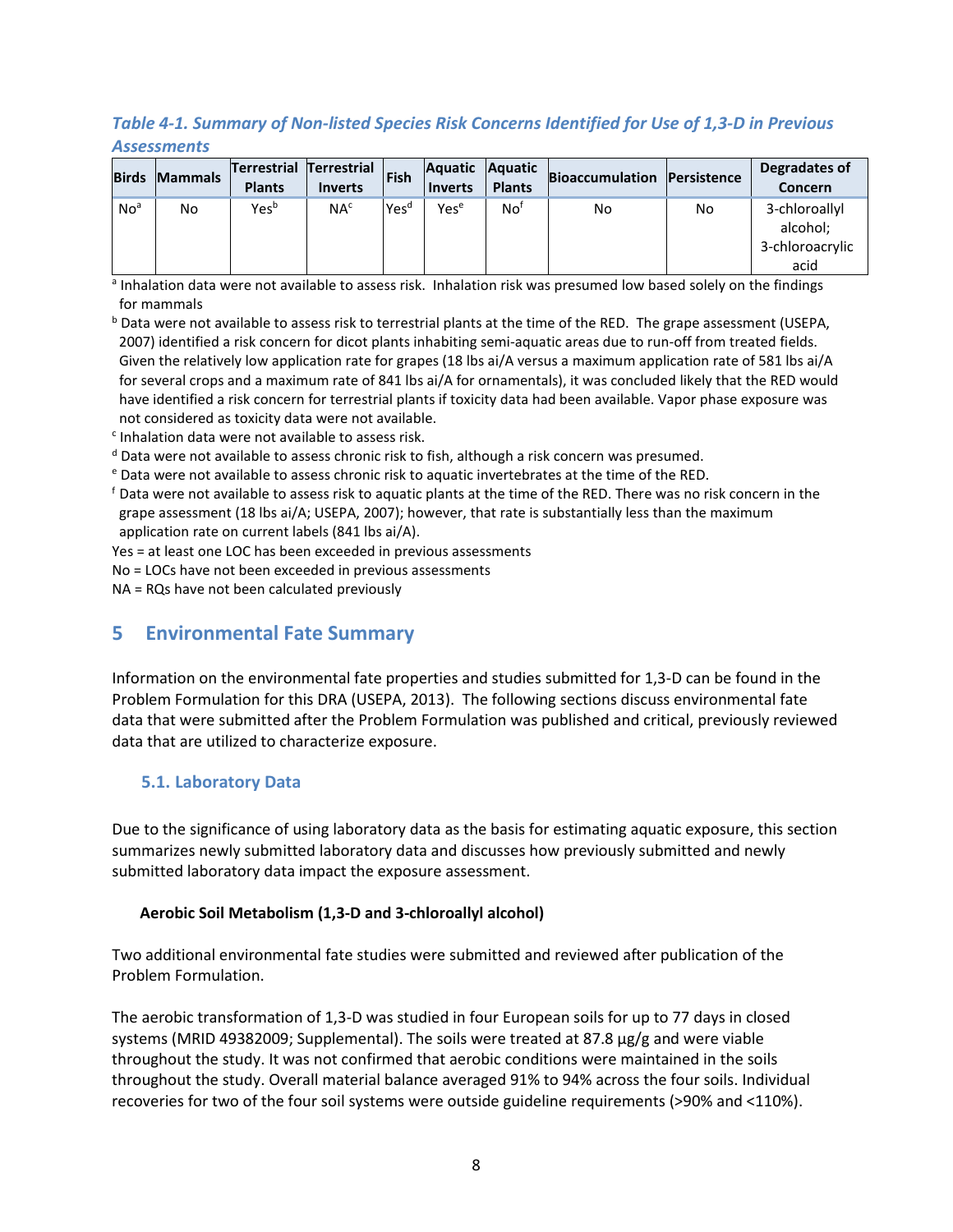*Table 4-1. Summary of Non-listed Species Risk Concerns Identified for Use of 1,3-D in Previous Assessments*

| Birds | Mammals | Terrestrial Plants | Terrestrial Inverts | Fish | Aquatic Inverts | Aquatic Plants | Bioaccumulation | Persistence | Degradates of Concern |
|---|---|---|---|---|---|---|---|---|---|
| No[a] | No | Yes[b] | NA[c] | Yes[d] | Yes[e] | No[f] | No | No | 3-chloroallyl alcohol; 3-chloroacrylic acid |

[a] Inhalation data were not available to assess risk. Inhalation risk was presumed low based solely on the findings for mammals

[b] Data were not available to assess risk to terrestrial plants at the time of the RED. The grape assessment (USEPA, 2007) identified a risk concern for dicot plants inhabiting semi-aquatic areas due to run-off from treated fields. Given the relatively low application rate for grapes (18 lbs ai/A versus a maximum application rate of 581 lbs ai/A for several crops and a maximum rate of 841 lbs ai/A for ornamentals), it was concluded likely that the RED would have identified a risk concern for terrestrial plants if toxicity data had been available. Vapor phase exposure was not considered as toxicity data were not available.

[c] Inhalation data were not available to assess risk.

[d] Data were not available to assess chronic risk to fish, although a risk concern was presumed.

[e] Data were not available to assess chronic risk to aquatic invertebrates at the time of the RED.

[f] Data were not available to assess risk to aquatic plants at the time of the RED. There was no risk concern in the grape assessment (18 lbs ai/A; USEPA, 2007); however, that rate is substantially less than the maximum application rate on current labels (841 lbs ai/A).

Yes = at least one LOC has been exceeded in previous assessments

No = LOCs have not been exceeded in previous assessments

NA = RQs have not been calculated previously

# 5 Environmental Fate Summary

Information on the environmental fate properties and studies submitted for 1,3-D can be found in the Problem Formulation for this DRA (USEPA, 2013). The following sections discuss environmental fate data that were submitted after the Problem Formulation was published and critical, previously reviewed data that are utilized to characterize exposure.

## 5.1. Laboratory Data

Due to the significance of using laboratory data as the basis for estimating aquatic exposure, this section summarizes newly submitted laboratory data and discusses how previously submitted and newly submitted laboratory data impact the exposure assessment.

**Aerobic Soil Metabolism (1,3-D and 3-chloroallyl alcohol)**

Two additional environmental fate studies were submitted and reviewed after publication of the Problem Formulation.

The aerobic transformation of 1,3-D was studied in four European soils for up to 77 days in closed systems (MRID 49382009; Supplemental). The soils were treated at 87.8 µg/g and were viable throughout the study. It was not confirmed that aerobic conditions were maintained in the soils throughout the study. Overall material balance averaged 91% to 94% across the four soils. Individual recoveries for two of the four soil systems were outside guideline requirements (>90% and <110%).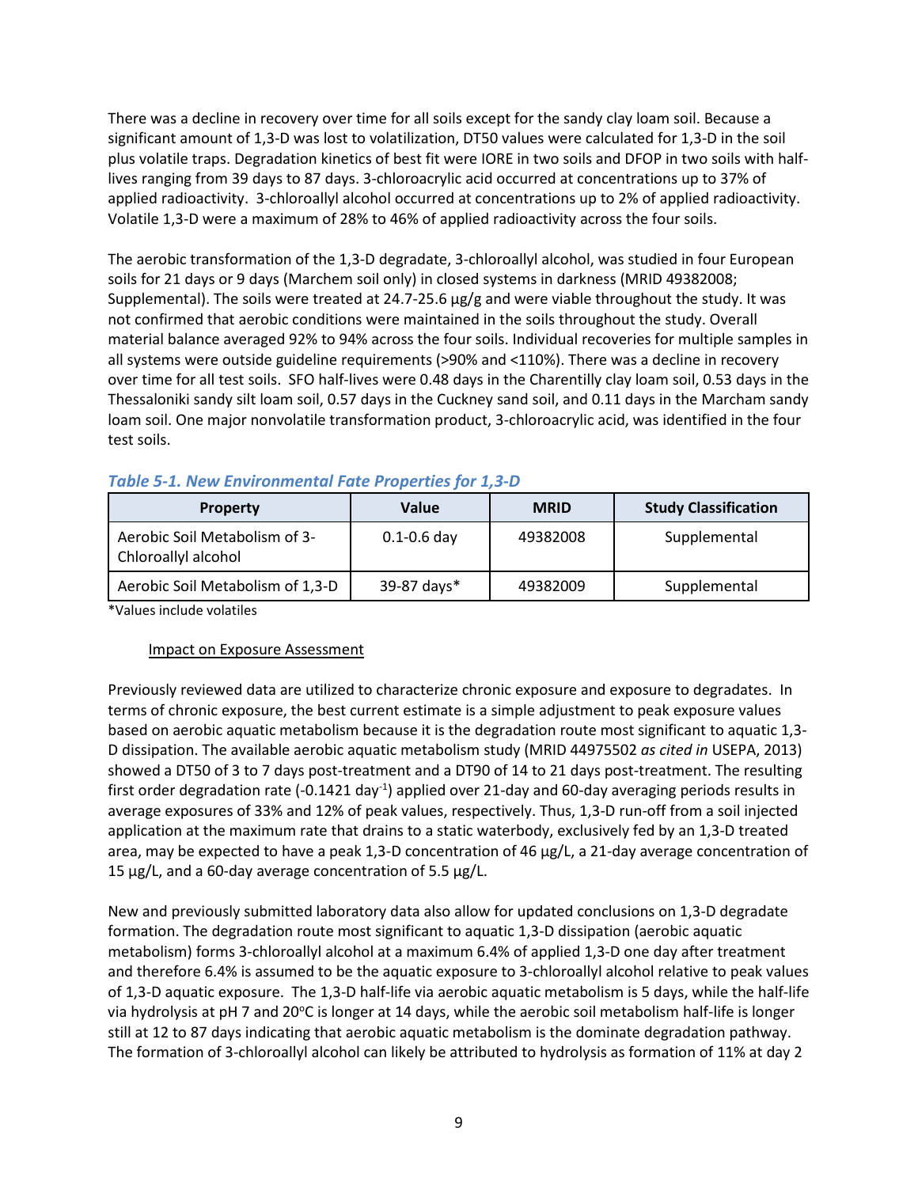There was a decline in recovery over time for all soils except for the sandy clay loam soil. Because a significant amount of 1,3-D was lost to volatilization, DT50 values were calculated for 1,3-D in the soil plus volatile traps. Degradation kinetics of best fit were IORE in two soils and DFOP in two soils with half-lives ranging from 39 days to 87 days. 3-chloroacrylic acid occurred at concentrations up to 37% of applied radioactivity. 3-chloroallyl alcohol occurred at concentrations up to 2% of applied radioactivity. Volatile 1,3-D were a maximum of 28% to 46% of applied radioactivity across the four soils.

The aerobic transformation of the 1,3-D degradate, 3-chloroallyl alcohol, was studied in four European soils for 21 days or 9 days (Marchem soil only) in closed systems in darkness (MRID 49382008; Supplemental). The soils were treated at 24.7-25.6 µg/g and were viable throughout the study. It was not confirmed that aerobic conditions were maintained in the soils throughout the study. Overall material balance averaged 92% to 94% across the four soils. Individual recoveries for multiple samples in all systems were outside guideline requirements (>90% and <110%). There was a decline in recovery over time for all test soils. SFO half-lives were 0.48 days in the Charentilly clay loam soil, 0.53 days in the Thessaloniki sandy silt loam soil, 0.57 days in the Cuckney sand soil, and 0.11 days in the Marcham sandy loam soil. One major nonvolatile transformation product, 3-chloroacrylic acid, was identified in the four test soils.

*Table 5-1. New Environmental Fate Properties for 1,3-D*

| Property | Value | MRID | Study Classification |
|---|---|---|---|
| Aerobic Soil Metabolism of 3-Chloroallyl alcohol | 0.1-0.6 day | 49382008 | Supplemental |
| Aerobic Soil Metabolism of 1,3-D | 39-87 days* | 49382009 | Supplemental |

*Values include volatiles

Impact on Exposure Assessment

Previously reviewed data are utilized to characterize chronic exposure and exposure to degradates. In terms of chronic exposure, the best current estimate is a simple adjustment to peak exposure values based on aerobic aquatic metabolism because it is the degradation route most significant to aquatic 1,3-D dissipation. The available aerobic aquatic metabolism study (MRID 44975502 *as cited in* USEPA, 2013) showed a DT50 of 3 to 7 days post-treatment and a DT90 of 14 to 21 days post-treatment. The resulting first order degradation rate (-0.1421 day$^{-1}$) applied over 21-day and 60-day averaging periods results in average exposures of 33% and 12% of peak values, respectively. Thus, 1,3-D run-off from a soil injected application at the maximum rate that drains to a static waterbody, exclusively fed by an 1,3-D treated area, may be expected to have a peak 1,3-D concentration of 46 µg/L, a 21-day average concentration of 15 µg/L, and a 60-day average concentration of 5.5 µg/L.

New and previously submitted laboratory data also allow for updated conclusions on 1,3-D degradate formation. The degradation route most significant to aquatic 1,3-D dissipation (aerobic aquatic metabolism) forms 3-chloroallyl alcohol at a maximum 6.4% of applied 1,3-D one day after treatment and therefore 6.4% is assumed to be the aquatic exposure to 3-chloroallyl alcohol relative to peak values of 1,3-D aquatic exposure. The 1,3-D half-life via aerobic aquatic metabolism is 5 days, while the half-life via hydrolysis at pH 7 and 20°C is longer at 14 days, while the aerobic soil metabolism half-life is longer still at 12 to 87 days indicating that aerobic aquatic metabolism is the dominate degradation pathway. The formation of 3-chloroallyl alcohol can likely be attributed to hydrolysis as formation of 11% at day 2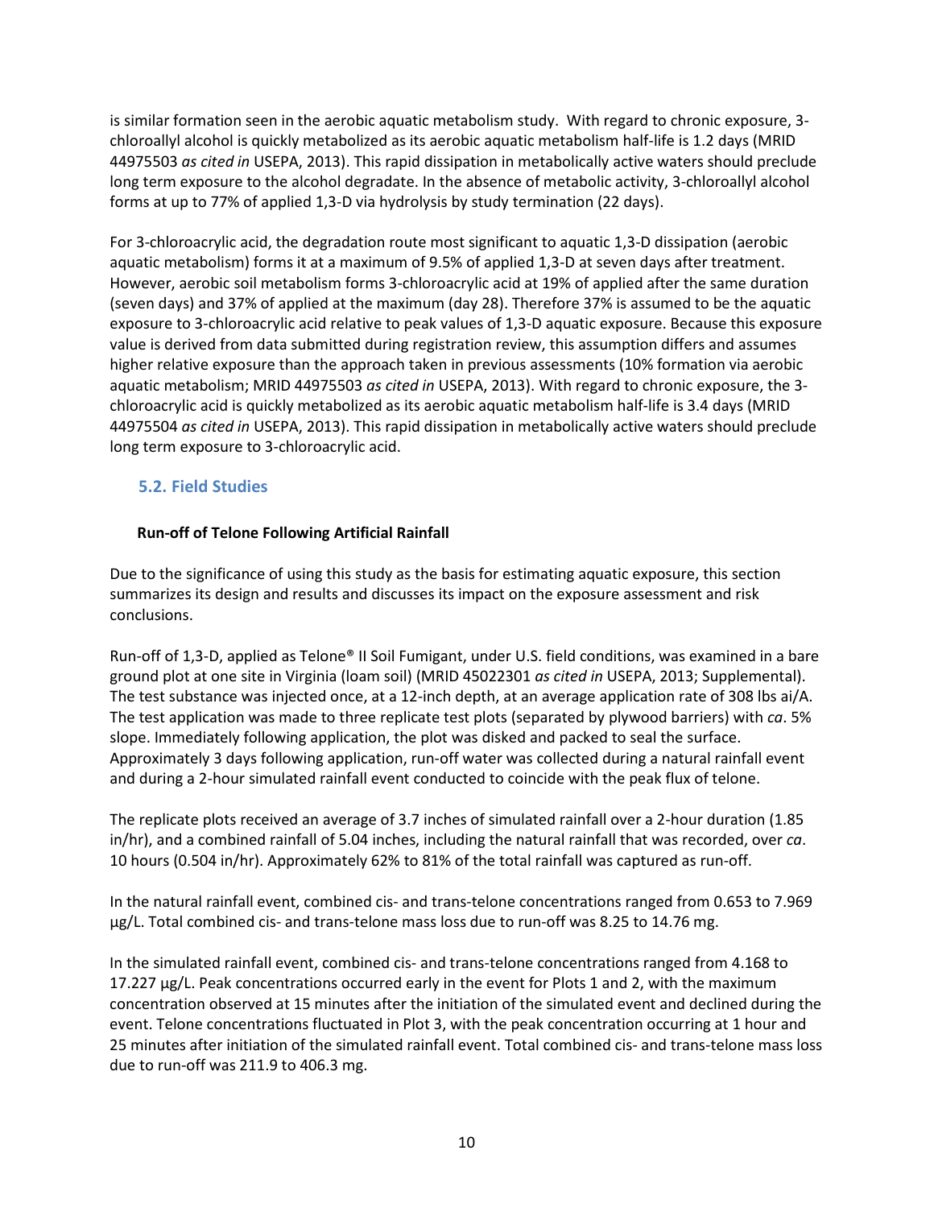is similar formation seen in the aerobic aquatic metabolism study. With regard to chronic exposure, 3-chloroallyl alcohol is quickly metabolized as its aerobic aquatic metabolism half-life is 1.2 days (MRID 44975503 *as cited in* USEPA, 2013). This rapid dissipation in metabolically active waters should preclude long term exposure to the alcohol degradate. In the absence of metabolic activity, 3-chloroallyl alcohol forms at up to 77% of applied 1,3-D via hydrolysis by study termination (22 days).

For 3-chloroacrylic acid, the degradation route most significant to aquatic 1,3-D dissipation (aerobic aquatic metabolism) forms it at a maximum of 9.5% of applied 1,3-D at seven days after treatment. However, aerobic soil metabolism forms 3-chloroacrylic acid at 19% of applied after the same duration (seven days) and 37% of applied at the maximum (day 28). Therefore 37% is assumed to be the aquatic exposure to 3-chloroacrylic acid relative to peak values of 1,3-D aquatic exposure. Because this exposure value is derived from data submitted during registration review, this assumption differs and assumes higher relative exposure than the approach taken in previous assessments (10% formation via aerobic aquatic metabolism; MRID 44975503 *as cited in* USEPA, 2013). With regard to chronic exposure, the 3-chloroacrylic acid is quickly metabolized as its aerobic aquatic metabolism half-life is 3.4 days (MRID 44975504 *as cited in* USEPA, 2013). This rapid dissipation in metabolically active waters should preclude long term exposure to 3-chloroacrylic acid.

## 5.2. Field Studies

### Run-off of Telone Following Artificial Rainfall

Due to the significance of using this study as the basis for estimating aquatic exposure, this section summarizes its design and results and discusses its impact on the exposure assessment and risk conclusions.

Run-off of 1,3-D, applied as Telone® II Soil Fumigant, under U.S. field conditions, was examined in a bare ground plot at one site in Virginia (loam soil) (MRID 45022301 *as cited in* USEPA, 2013; Supplemental). The test substance was injected once, at a 12-inch depth, at an average application rate of 308 lbs ai/A. The test application was made to three replicate test plots (separated by plywood barriers) with *ca*. 5% slope. Immediately following application, the plot was disked and packed to seal the surface. Approximately 3 days following application, run-off water was collected during a natural rainfall event and during a 2-hour simulated rainfall event conducted to coincide with the peak flux of telone.

The replicate plots received an average of 3.7 inches of simulated rainfall over a 2-hour duration (1.85 in/hr), and a combined rainfall of 5.04 inches, including the natural rainfall that was recorded, over *ca*. 10 hours (0.504 in/hr). Approximately 62% to 81% of the total rainfall was captured as run-off.

In the natural rainfall event, combined cis- and trans-telone concentrations ranged from 0.653 to 7.969 µg/L. Total combined cis- and trans-telone mass loss due to run-off was 8.25 to 14.76 mg.

In the simulated rainfall event, combined cis- and trans-telone concentrations ranged from 4.168 to 17.227 µg/L. Peak concentrations occurred early in the event for Plots 1 and 2, with the maximum concentration observed at 15 minutes after the initiation of the simulated event and declined during the event. Telone concentrations fluctuated in Plot 3, with the peak concentration occurring at 1 hour and 25 minutes after initiation of the simulated rainfall event. Total combined cis- and trans-telone mass loss due to run-off was 211.9 to 406.3 mg.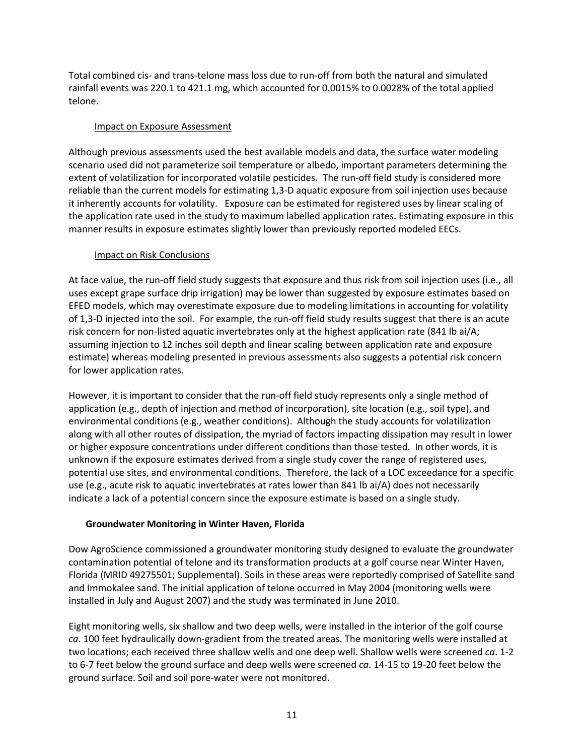Total combined cis- and trans-telone mass loss due to run-off from both the natural and simulated rainfall events was 220.1 to 421.1 mg, which accounted for 0.0015% to 0.0028% of the total applied telone.

#### Impact on Exposure Assessment

Although previous assessments used the best available models and data, the surface water modeling scenario used did not parameterize soil temperature or albedo, important parameters determining the extent of volatilization for incorporated volatile pesticides. The run-off field study is considered more reliable than the current models for estimating 1,3-D aquatic exposure from soil injection uses because it inherently accounts for volatility. Exposure can be estimated for registered uses by linear scaling of the application rate used in the study to maximum labelled application rates. Estimating exposure in this manner results in exposure estimates slightly lower than previously reported modeled EECs.

#### Impact on Risk Conclusions

At face value, the run-off field study suggests that exposure and thus risk from soil injection uses (i.e., all uses except grape surface drip irrigation) may be lower than suggested by exposure estimates based on EFED models, which may overestimate exposure due to modeling limitations in accounting for volatility of 1,3-D injected into the soil. For example, the run-off field study results suggest that there is an acute risk concern for non-listed aquatic invertebrates only at the highest application rate (841 lb ai/A; assuming injection to 12 inches soil depth and linear scaling between application rate and exposure estimate) whereas modeling presented in previous assessments also suggests a potential risk concern for lower application rates.

However, it is important to consider that the run-off field study represents only a single method of application (e.g., depth of injection and method of incorporation), site location (e.g., soil type), and environmental conditions (e.g., weather conditions). Although the study accounts for volatilization along with all other routes of dissipation, the myriad of factors impacting dissipation may result in lower or higher exposure concentrations under different conditions than those tested. In other words, it is unknown if the exposure estimates derived from a single study cover the range of registered uses, potential use sites, and environmental conditions. Therefore, the lack of a LOC exceedance for a specific use (e.g., acute risk to aquatic invertebrates at rates lower than 841 lb ai/A) does not necessarily indicate a lack of a potential concern since the exposure estimate is based on a single study.

### Groundwater Monitoring in Winter Haven, Florida

Dow AgroScience commissioned a groundwater monitoring study designed to evaluate the groundwater contamination potential of telone and its transformation products at a golf course near Winter Haven, Florida (MRID 49275501; Supplemental). Soils in these areas were reportedly comprised of Satellite sand and Immokalee sand. The initial application of telone occurred in May 2004 (monitoring wells were installed in July and August 2007) and the study was terminated in June 2010.

Eight monitoring wells, six shallow and two deep wells, were installed in the interior of the golf course *ca*. 100 feet hydraulically down-gradient from the treated areas. The monitoring wells were installed at two locations; each received three shallow wells and one deep well. Shallow wells were screened *ca*. 1-2 to 6-7 feet below the ground surface and deep wells were screened *ca*. 14-15 to 19-20 feet below the ground surface. Soil and soil pore-water were not monitored.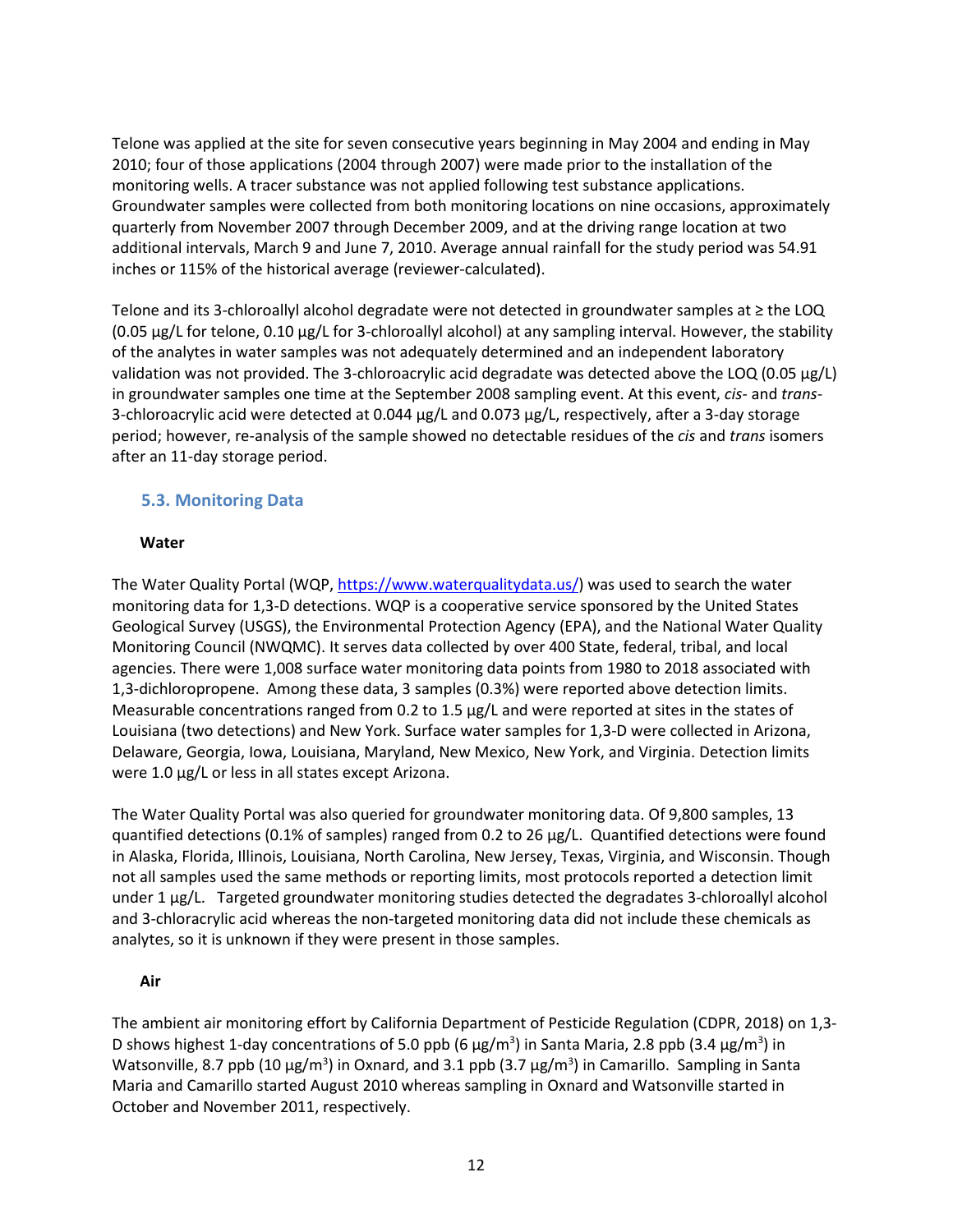Telone was applied at the site for seven consecutive years beginning in May 2004 and ending in May 2010; four of those applications (2004 through 2007) were made prior to the installation of the monitoring wells. A tracer substance was not applied following test substance applications. Groundwater samples were collected from both monitoring locations on nine occasions, approximately quarterly from November 2007 through December 2009, and at the driving range location at two additional intervals, March 9 and June 7, 2010. Average annual rainfall for the study period was 54.91 inches or 115% of the historical average (reviewer-calculated).

Telone and its 3-chloroallyl alcohol degradate were not detected in groundwater samples at ≥ the LOQ (0.05 µg/L for telone, 0.10 µg/L for 3-chloroallyl alcohol) at any sampling interval. However, the stability of the analytes in water samples was not adequately determined and an independent laboratory validation was not provided. The 3-chloroacrylic acid degradate was detected above the LOQ (0.05 µg/L) in groundwater samples one time at the September 2008 sampling event. At this event, *cis*- and *trans*-3-chloroacrylic acid were detected at 0.044 µg/L and 0.073 µg/L, respectively, after a 3-day storage period; however, re-analysis of the sample showed no detectable residues of the *cis* and *trans* isomers after an 11-day storage period.

## 5.3. Monitoring Data

**Water**

The Water Quality Portal (WQP, https://www.waterqualitydata.us/) was used to search the water monitoring data for 1,3-D detections. WQP is a cooperative service sponsored by the United States Geological Survey (USGS), the Environmental Protection Agency (EPA), and the National Water Quality Monitoring Council (NWQMC). It serves data collected by over 400 State, federal, tribal, and local agencies. There were 1,008 surface water monitoring data points from 1980 to 2018 associated with 1,3-dichloropropene. Among these data, 3 samples (0.3%) were reported above detection limits. Measurable concentrations ranged from 0.2 to 1.5 µg/L and were reported at sites in the states of Louisiana (two detections) and New York. Surface water samples for 1,3-D were collected in Arizona, Delaware, Georgia, Iowa, Louisiana, Maryland, New Mexico, New York, and Virginia. Detection limits were 1.0 µg/L or less in all states except Arizona.

The Water Quality Portal was also queried for groundwater monitoring data. Of 9,800 samples, 13 quantified detections (0.1% of samples) ranged from 0.2 to 26 µg/L. Quantified detections were found in Alaska, Florida, Illinois, Louisiana, North Carolina, New Jersey, Texas, Virginia, and Wisconsin. Though not all samples used the same methods or reporting limits, most protocols reported a detection limit under 1 µg/L. Targeted groundwater monitoring studies detected the degradates 3-chloroallyl alcohol and 3-chloracrylic acid whereas the non-targeted monitoring data did not include these chemicals as analytes, so it is unknown if they were present in those samples.

**Air**

The ambient air monitoring effort by California Department of Pesticide Regulation (CDPR, 2018) on 1,3-D shows highest 1-day concentrations of 5.0 ppb (6 µg/$m^3$) in Santa Maria, 2.8 ppb (3.4 µg/$m^3$) in Watsonville, 8.7 ppb (10 µg/$m^3$) in Oxnard, and 3.1 ppb (3.7 µg/$m^3$) in Camarillo. Sampling in Santa Maria and Camarillo started August 2010 whereas sampling in Oxnard and Watsonville started in October and November 2011, respectively.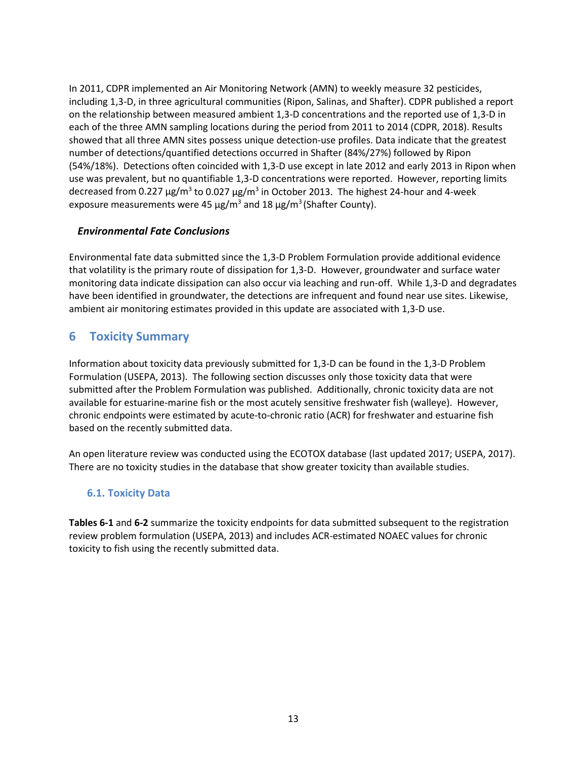In 2011, CDPR implemented an Air Monitoring Network (AMN) to weekly measure 32 pesticides, including 1,3-D, in three agricultural communities (Ripon, Salinas, and Shafter). CDPR published a report on the relationship between measured ambient 1,3-D concentrations and the reported use of 1,3-D in each of the three AMN sampling locations during the period from 2011 to 2014 (CDPR, 2018). Results showed that all three AMN sites possess unique detection-use profiles. Data indicate that the greatest number of detections/quantified detections occurred in Shafter (84%/27%) followed by Ripon (54%/18%). Detections often coincided with 1,3-D use except in late 2012 and early 2013 in Ripon when use was prevalent, but no quantifiable 1,3-D concentrations were reported. However, reporting limits decreased from 0.227 μg/m$^3$ to 0.027 μg/m$^3$ in October 2013. The highest 24-hour and 4-week exposure measurements were 45 μg/m$^3$ and 18 μg/m$^3$ (Shafter County).

### *Environmental Fate Conclusions*

Environmental fate data submitted since the 1,3-D Problem Formulation provide additional evidence that volatility is the primary route of dissipation for 1,3-D. However, groundwater and surface water monitoring data indicate dissipation can also occur via leaching and run-off. While 1,3-D and degradates have been identified in groundwater, the detections are infrequent and found near use sites. Likewise, ambient air monitoring estimates provided in this update are associated with 1,3-D use.

## 6 Toxicity Summary

Information about toxicity data previously submitted for 1,3-D can be found in the 1,3-D Problem Formulation (USEPA, 2013). The following section discusses only those toxicity data that were submitted after the Problem Formulation was published. Additionally, chronic toxicity data are not available for estuarine-marine fish or the most acutely sensitive freshwater fish (walleye). However, chronic endpoints were estimated by acute-to-chronic ratio (ACR) for freshwater and estuarine fish based on the recently submitted data.

An open literature review was conducted using the ECOTOX database (last updated 2017; USEPA, 2017). There are no toxicity studies in the database that show greater toxicity than available studies.

### 6.1. Toxicity Data

**Tables 6-1** and **6-2** summarize the toxicity endpoints for data submitted subsequent to the registration review problem formulation (USEPA, 2013) and includes ACR-estimated NOAEC values for chronic toxicity to fish using the recently submitted data.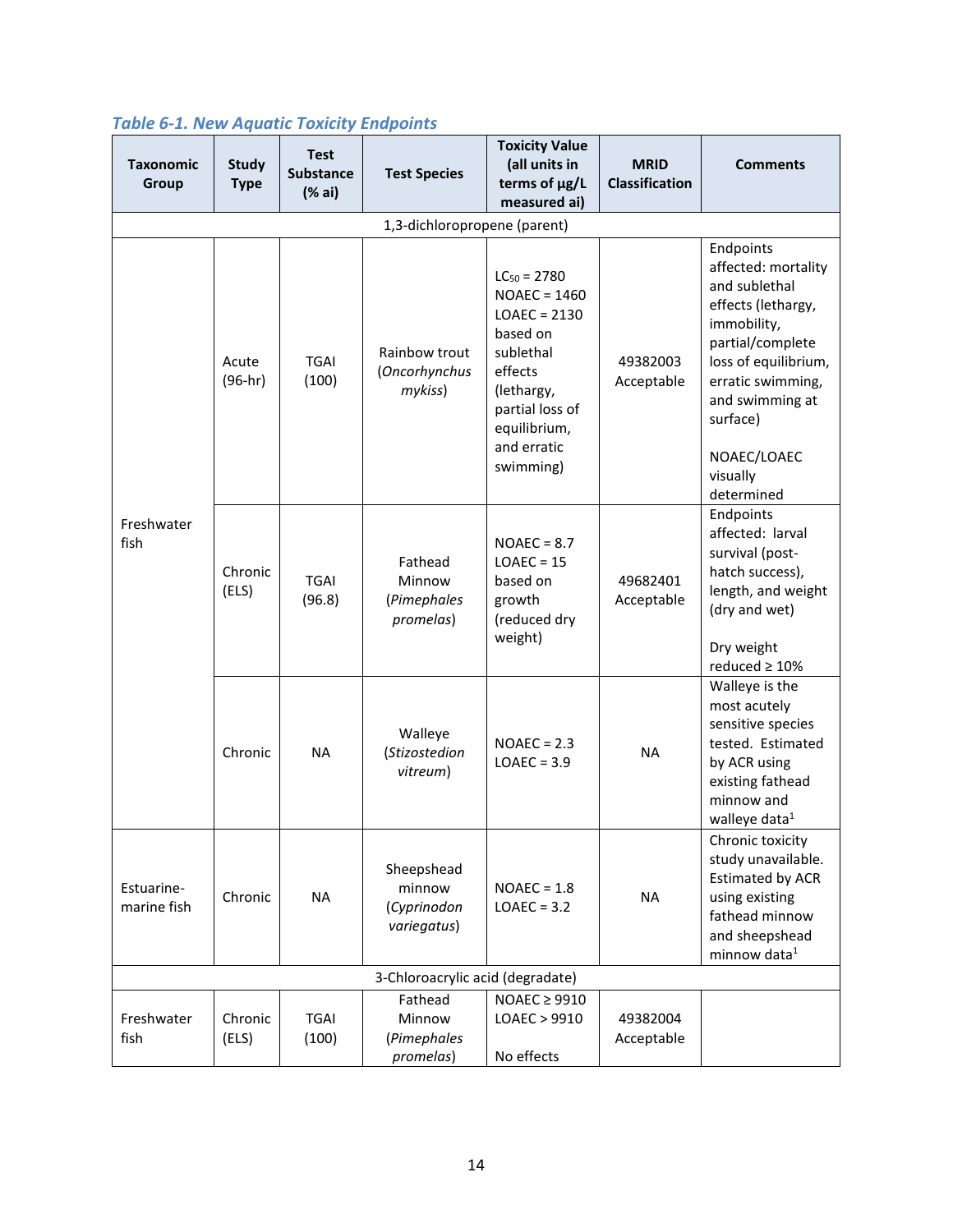*Table 6-1. New Aquatic Toxicity Endpoints*

| Taxonomic Group | Study Type | Test Substance (% ai) | Test Species | Toxicity Value (all units in terms of μg/L measured ai) | MRID Classification | Comments |
|---|---|---|---|---|---|---|
| 1,3-dichloropropene (parent) | | | | | | |
| Freshwater fish | Acute (96-hr) | TGAI (100) | Rainbow trout (*Oncorhynchus mykiss*) | $LC_{50}$ = 2780<br>NOAEC = 1460<br>LOAEC = 2130 based on sublethal effects (lethargy, partial loss of equilibrium, and erratic swimming) | 49382003 Acceptable | Endpoints affected: mortality and sublethal effects (lethargy, immobility, partial/complete loss of equilibrium, erratic swimming, and swimming at surface)<br><br>NOAEC/LOAEC visually determined |
| | Chronic (ELS) | TGAI (96.8) | Fathead Minnow (*Pimephales promelas*) | NOAEC = 8.7<br>LOAEC = 15 based on growth (reduced dry weight) | 49682401 Acceptable | Endpoints affected: larval survival (post-hatch success), length, and weight (dry and wet)<br><br>Dry weight reduced ≥ 10% |
| | Chronic | NA | Walleye (*Stizostedion vitreum*) | NOAEC = 2.3<br>LOAEC = 3.9 | NA | Walleye is the most acutely sensitive species tested. Estimated by ACR using existing fathead minnow and walleye data[1] |
| Estuarine-marine fish | Chronic | NA | Sheepshead minnow (*Cyprinodon variegatus*) | NOAEC = 1.8<br>LOAEC = 3.2 | NA | Chronic toxicity study unavailable. Estimated by ACR using existing fathead minnow and sheepshead minnow data[1] |
| 3-Chloroacrylic acid (degradate) | | | | | | |
| Freshwater fish | Chronic (ELS) | TGAI (100) | Fathead Minnow (*Pimephales promelas*) | NOAEC ≥ 9910<br>LOAEC > 9910<br><br>No effects | 49382004 Acceptable | |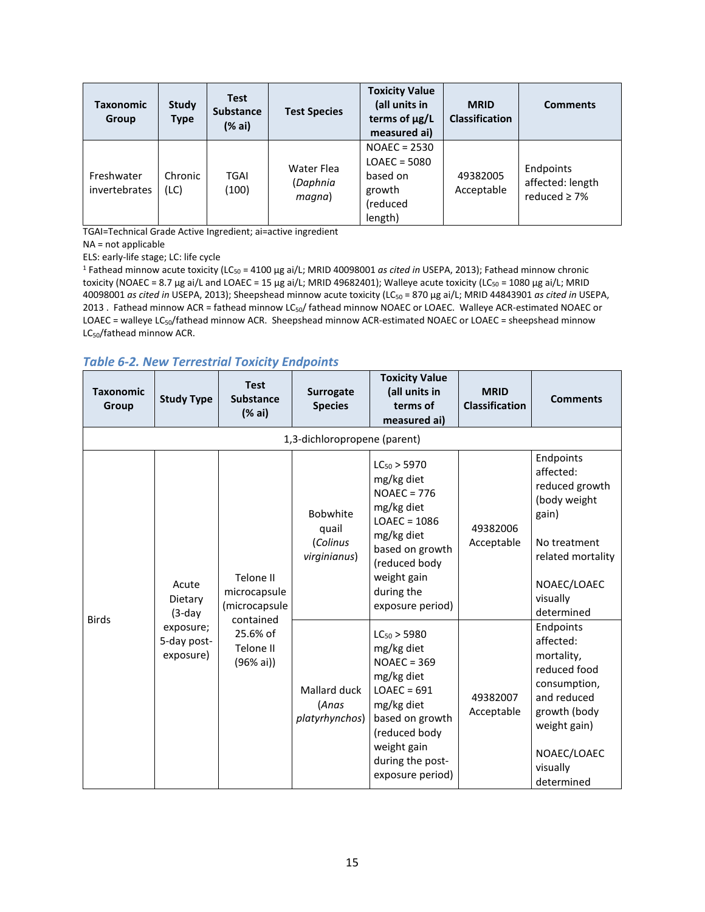| Taxonomic Group | Study Type | Test Substance (% ai) | Test Species | Toxicity Value (all units in terms of µg/L measured ai) | MRID Classification | Comments |
|---|---|---|---|---|---|---|
| Freshwater invertebrates | Chronic (LC) | TGAI (100) | Water Flea (*Daphnia magna*) | NOAEC = 2530<br>LOAEC = 5080 based on growth (reduced length) | 49382005 Acceptable | Endpoints affected: length reduced ≥ 7% |

TGAI=Technical Grade Active Ingredient; ai=active ingredient

NA = not applicable

ELS: early-life stage; LC: life cycle

[1] Fathead minnow acute toxicity ($LC_{50}$ = 4100 µg ai/L; MRID 40098001 *as cited in* USEPA, 2013); Fathead minnow chronic toxicity (NOAEC = 8.7 µg ai/L and LOAEC = 15 µg ai/L; MRID 49682401); Walleye acute toxicity ($LC_{50}$ = 1080 µg ai/L; MRID 40098001 *as cited in* USEPA, 2013); Sheepshead minnow acute toxicity ($LC_{50}$ = 870 µg ai/L; MRID 44843901 *as cited in* USEPA, 2013 . Fathead minnow ACR = fathead minnow $LC_{50}$/ fathead minnow NOAEC or LOAEC. Walleye ACR-estimated NOAEC or LOAEC = walleye $LC_{50}$/fathead minnow ACR. Sheepshead minnow ACR-estimated NOAEC or LOAEC = sheepshead minnow $LC_{50}$/fathead minnow ACR.

### *Table 6-2. New Terrestrial Toxicity Endpoints*

| Taxonomic Group | Study Type | Test Substance (% ai) | Surrogate Species | Toxicity Value (all units in terms of measured ai) | MRID Classification | Comments |
|---|---|---|---|---|---|---|
| 1,3-dichloropropene (parent) | | | | | | |
| Birds | Acute Dietary (3-day exposure; 5-day post-exposure) | Telone II microcapsule (microcapsule contained 25.6% of Telone II (96% ai)) | Bobwhite quail (*Colinus virginianus*) | $LC_{50}$ > 5970 mg/kg diet<br>NOAEC = 776 mg/kg diet<br>LOAEC = 1086 mg/kg diet based on growth (reduced body weight gain during the exposure period) | 49382006 Acceptable | Endpoints affected: reduced growth (body weight gain)<br><br>No treatment related mortality<br><br>NOAEC/LOAEC visually determined |
| | | | Mallard duck (*Anas platyrhynchos*) | $LC_{50}$ > 5980 mg/kg diet<br>NOAEC = 369 mg/kg diet<br>LOAEC = 691 mg/kg diet based on growth (reduced body weight gain during the post-exposure period) | 49382007 Acceptable | Endpoints affected: mortality, reduced food consumption, and reduced growth (body weight gain)<br><br>NOAEC/LOAEC visually determined |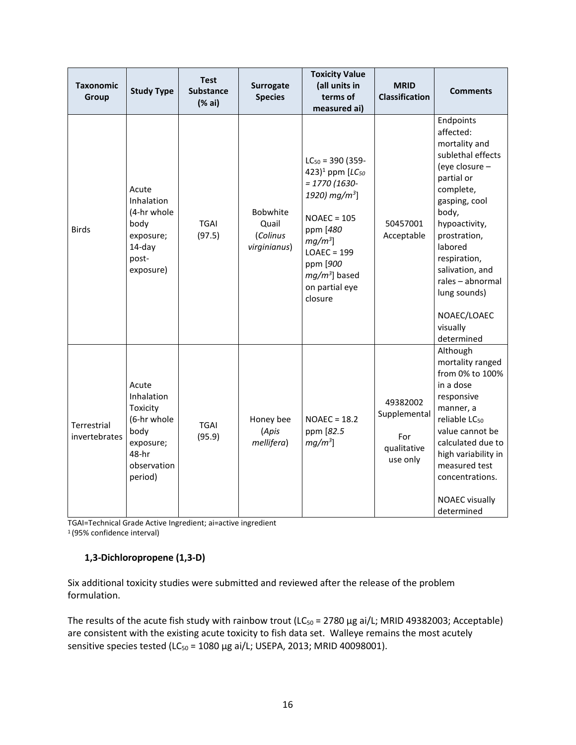| Taxonomic Group | Study Type | Test Substance (% ai) | Surrogate Species | Toxicity Value (all units in terms of measured ai) | MRID Classification | Comments |
|---|---|---|---|---|---|---|
| Birds | Acute Inhalation (4-hr whole body exposure; 14-day post-exposure) | TGAI (97.5) | Bobwhite Quail (*Colinus virginianus*) | $LC_{50}$ = 390 (359-423)[1] ppm [*$LC_{50}$ = 1770 (1630-1920) $mg/m^3$*] <br><br> NOAEC = 105 ppm [*480 $mg/m^3$*] <br> LOAEC = 199 ppm [*900 $mg/m^3$*] based on partial eye closure | 50457001 Acceptable | Endpoints affected: mortality and sublethal effects (eye closure – partial or complete, gasping, cool body, hypoactivity, prostration, labored respiration, salivation, and rales – abnormal lung sounds) <br><br> NOAEC/LOAEC visually determined |
| Terrestrial invertebrates | Acute Inhalation Toxicity (6-hr whole body exposure; 48-hr observation period) | TGAI (95.9) | Honey bee (*Apis mellifera*) | NOAEC = 18.2 ppm [*82.5 $mg/m^3$*] | 49382002 Supplemental <br><br> For qualitative use only | Although mortality ranged from 0% to 100% in a dose responsive manner, a reliable $LC_{50}$ value cannot be calculated due to high variability in measured test concentrations. <br><br> NOAEC visually determined |

TGAI=Technical Grade Active Ingredient; ai=active ingredient
[1] (95% confidence interval)

### 1,3-Dichloropropene (1,3-D)

Six additional toxicity studies were submitted and reviewed after the release of the problem formulation.

The results of the acute fish study with rainbow trout ($LC_{50}$ = 2780 µg ai/L; MRID 49382003; Acceptable) are consistent with the existing acute toxicity to fish data set. Walleye remains the most acutely sensitive species tested ($LC_{50}$ = 1080 µg ai/L; USEPA, 2013; MRID 40098001).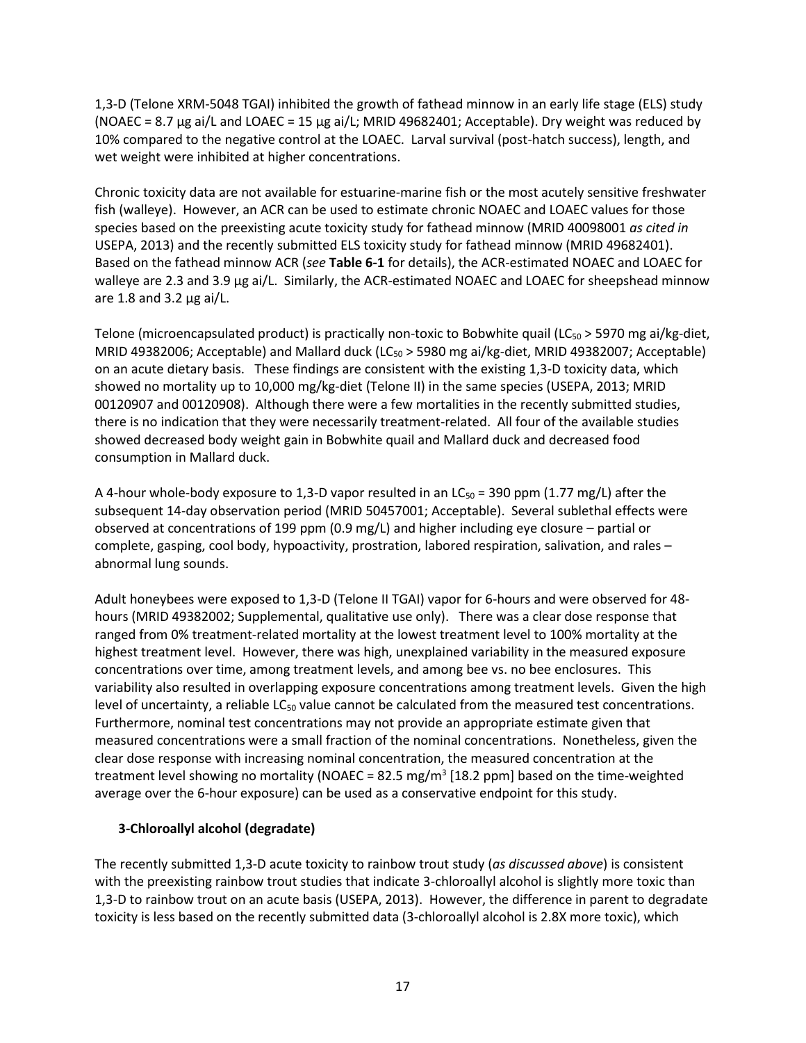1,3-D (Telone XRM-5048 TGAI) inhibited the growth of fathead minnow in an early life stage (ELS) study (NOAEC = 8.7 µg ai/L and LOAEC = 15 µg ai/L; MRID 49682401; Acceptable). Dry weight was reduced by 10% compared to the negative control at the LOAEC. Larval survival (post-hatch success), length, and wet weight were inhibited at higher concentrations.

Chronic toxicity data are not available for estuarine-marine fish or the most acutely sensitive freshwater fish (walleye). However, an ACR can be used to estimate chronic NOAEC and LOAEC values for those species based on the preexisting acute toxicity study for fathead minnow (MRID 40098001 *as cited in* USEPA, 2013) and the recently submitted ELS toxicity study for fathead minnow (MRID 49682401). Based on the fathead minnow ACR (*see* **Table 6-1** for details), the ACR-estimated NOAEC and LOAEC for walleye are 2.3 and 3.9 µg ai/L. Similarly, the ACR-estimated NOAEC and LOAEC for sheepshead minnow are 1.8 and 3.2 µg ai/L.

Telone (microencapsulated product) is practically non-toxic to Bobwhite quail ($LC_{50}$ > 5970 mg ai/kg-diet, MRID 49382006; Acceptable) and Mallard duck ($LC_{50}$ > 5980 mg ai/kg-diet, MRID 49382007; Acceptable) on an acute dietary basis. These findings are consistent with the existing 1,3-D toxicity data, which showed no mortality up to 10,000 mg/kg-diet (Telone II) in the same species (USEPA, 2013; MRID 00120907 and 00120908). Although there were a few mortalities in the recently submitted studies, there is no indication that they were necessarily treatment-related. All four of the available studies showed decreased body weight gain in Bobwhite quail and Mallard duck and decreased food consumption in Mallard duck.

A 4-hour whole-body exposure to 1,3-D vapor resulted in an $LC_{50}$ = 390 ppm (1.77 mg/L) after the subsequent 14-day observation period (MRID 50457001; Acceptable). Several sublethal effects were observed at concentrations of 199 ppm (0.9 mg/L) and higher including eye closure – partial or complete, gasping, cool body, hypoactivity, prostration, labored respiration, salivation, and rales – abnormal lung sounds.

Adult honeybees were exposed to 1,3-D (Telone II TGAI) vapor for 6-hours and were observed for 48-hours (MRID 49382002; Supplemental, qualitative use only). There was a clear dose response that ranged from 0% treatment-related mortality at the lowest treatment level to 100% mortality at the highest treatment level. However, there was high, unexplained variability in the measured exposure concentrations over time, among treatment levels, and among bee vs. no bee enclosures. This variability also resulted in overlapping exposure concentrations among treatment levels. Given the high level of uncertainty, a reliable $LC_{50}$ value cannot be calculated from the measured test concentrations. Furthermore, nominal test concentrations may not provide an appropriate estimate given that measured concentrations were a small fraction of the nominal concentrations. Nonetheless, given the clear dose response with increasing nominal concentration, the measured concentration at the treatment level showing no mortality (NOAEC = 82.5 mg/m$^3$ [18.2 ppm] based on the time-weighted average over the 6-hour exposure) can be used as a conservative endpoint for this study.

### 3-Chloroallyl alcohol (degradate)

The recently submitted 1,3-D acute toxicity to rainbow trout study (*as discussed above*) is consistent with the preexisting rainbow trout studies that indicate 3-chloroallyl alcohol is slightly more toxic than 1,3-D to rainbow trout on an acute basis (USEPA, 2013). However, the difference in parent to degradate toxicity is less based on the recently submitted data (3-chloroallyl alcohol is 2.8X more toxic), which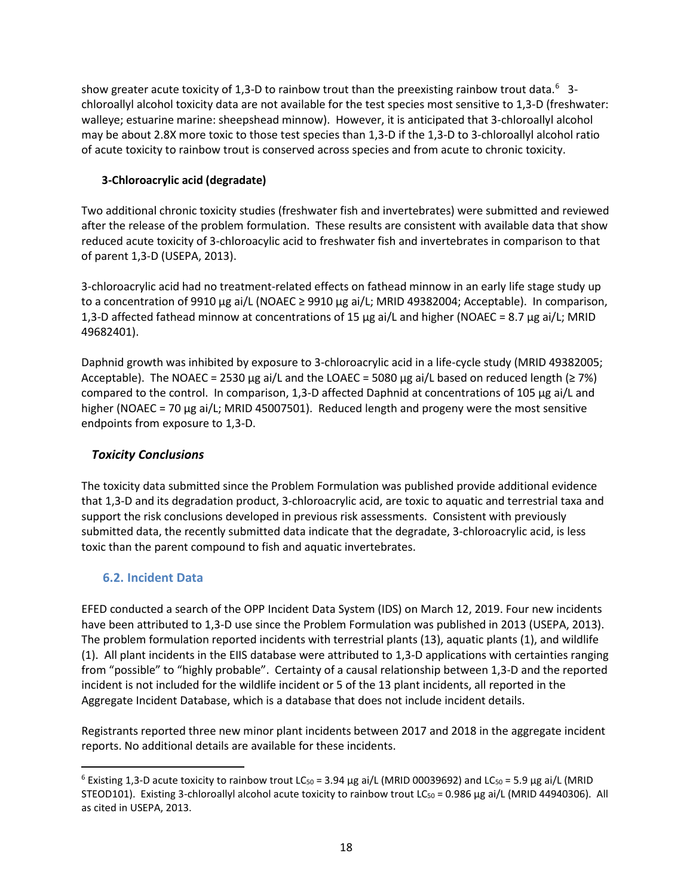show greater acute toxicity of 1,3-D to rainbow trout than the preexisting rainbow trout data.[6] 3-chloroallyl alcohol toxicity data are not available for the test species most sensitive to 1,3-D (freshwater: walleye; estuarine marine: sheepshead minnow). However, it is anticipated that 3-chloroallyl alcohol may be about 2.8X more toxic to those test species than 1,3-D if the 1,3-D to 3-chloroallyl alcohol ratio of acute toxicity to rainbow trout is conserved across species and from acute to chronic toxicity.

**3-Chloroacrylic acid (degradate)**

Two additional chronic toxicity studies (freshwater fish and invertebrates) were submitted and reviewed after the release of the problem formulation. These results are consistent with available data that show reduced acute toxicity of 3-chloroacylic acid to freshwater fish and invertebrates in comparison to that of parent 1,3-D (USEPA, 2013).

3-chloroacrylic acid had no treatment-related effects on fathead minnow in an early life stage study up to a concentration of 9910 µg ai/L (NOAEC ≥ 9910 µg ai/L; MRID 49382004; Acceptable). In comparison, 1,3-D affected fathead minnow at concentrations of 15 µg ai/L and higher (NOAEC = 8.7 µg ai/L; MRID 49682401).

Daphnid growth was inhibited by exposure to 3-chloroacrylic acid in a life-cycle study (MRID 49382005; Acceptable). The NOAEC = 2530 µg ai/L and the LOAEC = 5080 µg ai/L based on reduced length (≥ 7%) compared to the control. In comparison, 1,3-D affected Daphnid at concentrations of 105 µg ai/L and higher (NOAEC = 70 µg ai/L; MRID 45007501). Reduced length and progeny were the most sensitive endpoints from exposure to 1,3-D.

### *Toxicity Conclusions*

The toxicity data submitted since the Problem Formulation was published provide additional evidence that 1,3-D and its degradation product, 3-chloroacrylic acid, are toxic to aquatic and terrestrial taxa and support the risk conclusions developed in previous risk assessments. Consistent with previously submitted data, the recently submitted data indicate that the degradate, 3-chloroacrylic acid, is less toxic than the parent compound to fish and aquatic invertebrates.

## 6.2. Incident Data

EFED conducted a search of the OPP Incident Data System (IDS) on March 12, 2019. Four new incidents have been attributed to 1,3-D use since the Problem Formulation was published in 2013 (USEPA, 2013). The problem formulation reported incidents with terrestrial plants (13), aquatic plants (1), and wildlife (1). All plant incidents in the EIIS database were attributed to 1,3-D applications with certainties ranging from "possible" to "highly probable". Certainty of a causal relationship between 1,3-D and the reported incident is not included for the wildlife incident or 5 of the 13 plant incidents, all reported in the Aggregate Incident Database, which is a database that does not include incident details.

Registrants reported three new minor plant incidents between 2017 and 2018 in the aggregate incident reports. No additional details are available for these incidents.

---

[6] Existing 1,3-D acute toxicity to rainbow trout $LC_{50}$ = 3.94 µg ai/L (MRID 00039692) and $LC_{50}$ = 5.9 µg ai/L (MRID STEOD101). Existing 3-chloroallyl alcohol acute toxicity to rainbow trout $LC_{50}$ = 0.986 µg ai/L (MRID 44940306). All as cited in USEPA, 2013.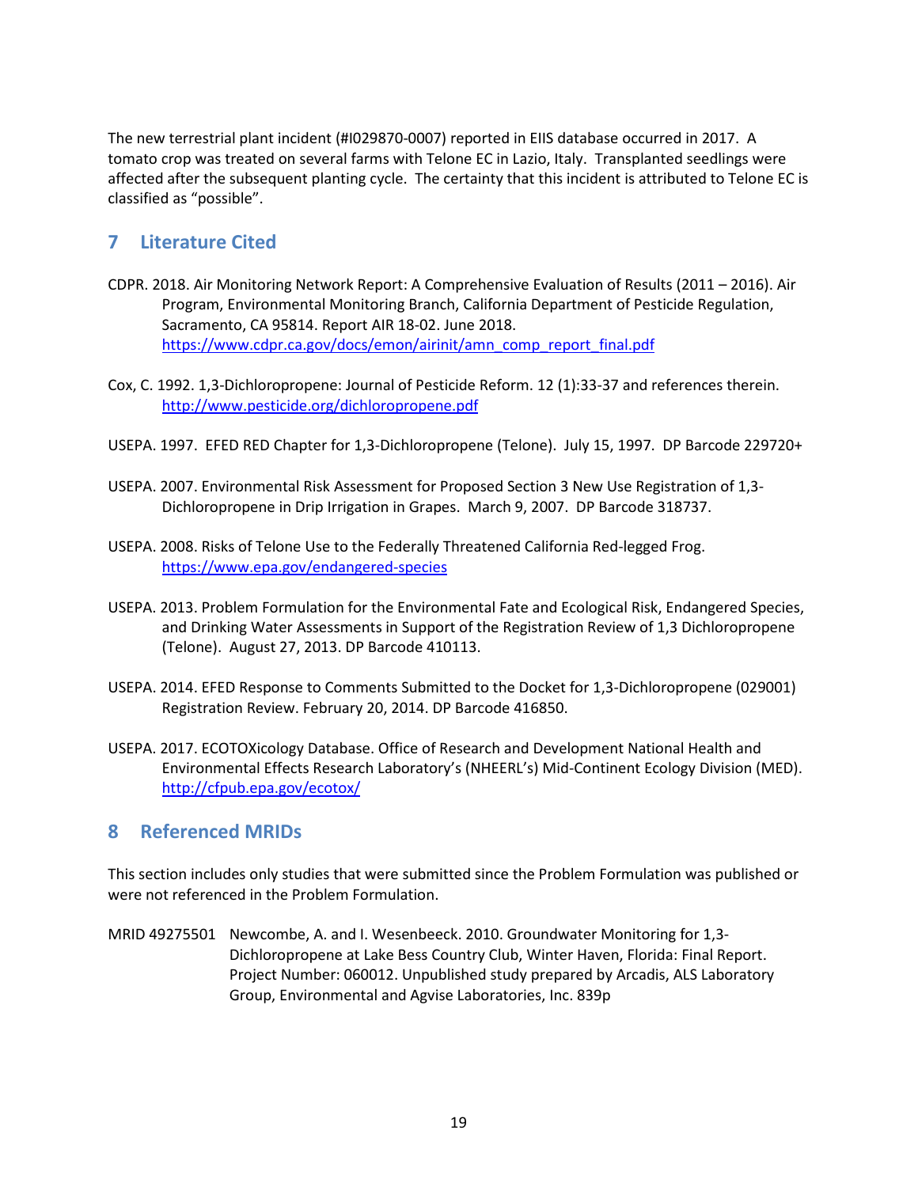The new terrestrial plant incident (#I029870-0007) reported in EIIS database occurred in 2017. A tomato crop was treated on several farms with Telone EC in Lazio, Italy. Transplanted seedlings were affected after the subsequent planting cycle. The certainty that this incident is attributed to Telone EC is classified as "possible".

## 7 Literature Cited

CDPR. 2018. Air Monitoring Network Report: A Comprehensive Evaluation of Results (2011 – 2016). Air Program, Environmental Monitoring Branch, California Department of Pesticide Regulation, Sacramento, CA 95814. Report AIR 18-02. June 2018. https://www.cdpr.ca.gov/docs/emon/airinit/amn_comp_report_final.pdf

Cox, C. 1992. 1,3-Dichloropropene: Journal of Pesticide Reform. 12 (1):33-37 and references therein. http://www.pesticide.org/dichloropropene.pdf

USEPA. 1997. EFED RED Chapter for 1,3-Dichloropropene (Telone). July 15, 1997. DP Barcode 229720+

USEPA. 2007. Environmental Risk Assessment for Proposed Section 3 New Use Registration of 1,3-Dichloropropene in Drip Irrigation in Grapes. March 9, 2007. DP Barcode 318737.

USEPA. 2008. Risks of Telone Use to the Federally Threatened California Red-legged Frog. https://www.epa.gov/endangered-species

USEPA. 2013. Problem Formulation for the Environmental Fate and Ecological Risk, Endangered Species, and Drinking Water Assessments in Support of the Registration Review of 1,3 Dichloropropene (Telone). August 27, 2013. DP Barcode 410113.

USEPA. 2014. EFED Response to Comments Submitted to the Docket for 1,3-Dichloropropene (029001) Registration Review. February 20, 2014. DP Barcode 416850.

USEPA. 2017. ECOTOXicology Database. Office of Research and Development National Health and Environmental Effects Research Laboratory's (NHEERL's) Mid-Continent Ecology Division (MED). http://cfpub.epa.gov/ecotox/

## 8 Referenced MRIDs

This section includes only studies that were submitted since the Problem Formulation was published or were not referenced in the Problem Formulation.

MRID 49275501 Newcombe, A. and I. Wesenbeeck. 2010. Groundwater Monitoring for 1,3-Dichloropropene at Lake Bess Country Club, Winter Haven, Florida: Final Report. Project Number: 060012. Unpublished study prepared by Arcadis, ALS Laboratory Group, Environmental and Agvise Laboratories, Inc. 839p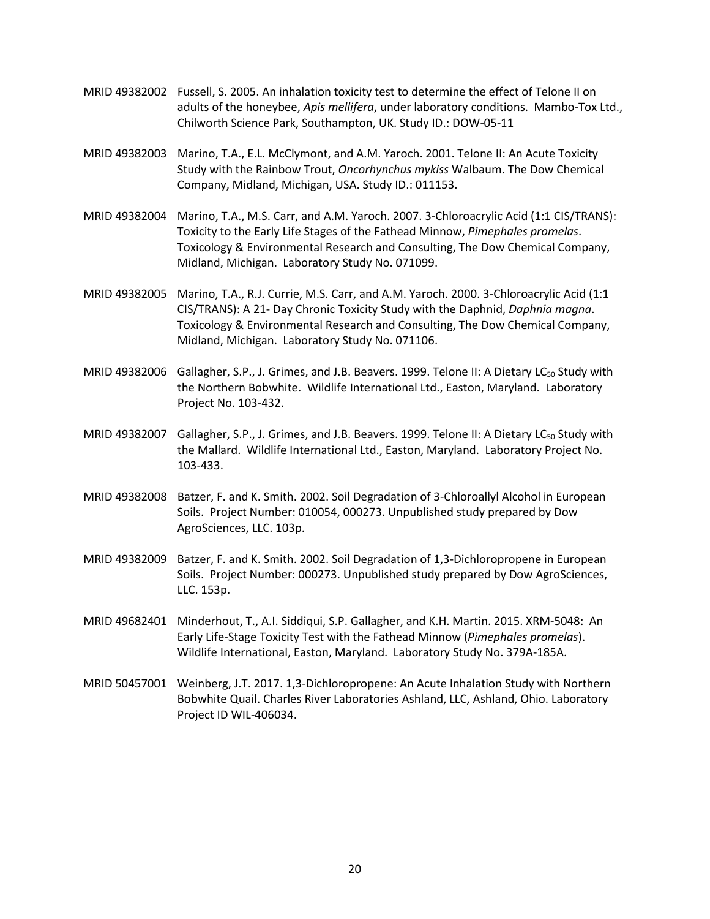MRID 49382002 Fussell, S. 2005. An inhalation toxicity test to determine the effect of Telone II on adults of the honeybee, *Apis mellifera*, under laboratory conditions. Mambo-Tox Ltd., Chilworth Science Park, Southampton, UK. Study ID.: DOW-05-11

MRID 49382003 Marino, T.A., E.L. McClymont, and A.M. Yaroch. 2001. Telone II: An Acute Toxicity Study with the Rainbow Trout, *Oncorhynchus mykiss* Walbaum. The Dow Chemical Company, Midland, Michigan, USA. Study ID.: 011153.

MRID 49382004 Marino, T.A., M.S. Carr, and A.M. Yaroch. 2007. 3-Chloroacrylic Acid (1:1 CIS/TRANS): Toxicity to the Early Life Stages of the Fathead Minnow, *Pimephales promelas*. Toxicology & Environmental Research and Consulting, The Dow Chemical Company, Midland, Michigan. Laboratory Study No. 071099.

MRID 49382005 Marino, T.A., R.J. Currie, M.S. Carr, and A.M. Yaroch. 2000. 3-Chloroacrylic Acid (1:1 CIS/TRANS): A 21- Day Chronic Toxicity Study with the Daphnid, *Daphnia magna*. Toxicology & Environmental Research and Consulting, The Dow Chemical Company, Midland, Michigan. Laboratory Study No. 071106.

MRID 49382006 Gallagher, S.P., J. Grimes, and J.B. Beavers. 1999. Telone II: A Dietary $LC_{50}$ Study with the Northern Bobwhite. Wildlife International Ltd., Easton, Maryland. Laboratory Project No. 103-432.

MRID 49382007 Gallagher, S.P., J. Grimes, and J.B. Beavers. 1999. Telone II: A Dietary $LC_{50}$ Study with the Mallard. Wildlife International Ltd., Easton, Maryland. Laboratory Project No. 103-433.

MRID 49382008 Batzer, F. and K. Smith. 2002. Soil Degradation of 3-Chloroallyl Alcohol in European Soils. Project Number: 010054, 000273. Unpublished study prepared by Dow AgroSciences, LLC. 103p.

MRID 49382009 Batzer, F. and K. Smith. 2002. Soil Degradation of 1,3-Dichloropropene in European Soils. Project Number: 000273. Unpublished study prepared by Dow AgroSciences, LLC. 153p.

MRID 49682401 Minderhout, T., A.I. Siddiqui, S.P. Gallagher, and K.H. Martin. 2015. XRM-5048: An Early Life-Stage Toxicity Test with the Fathead Minnow (*Pimephales promelas*). Wildlife International, Easton, Maryland. Laboratory Study No. 379A-185A.

MRID 50457001 Weinberg, J.T. 2017. 1,3-Dichloropropene: An Acute Inhalation Study with Northern Bobwhite Quail. Charles River Laboratories Ashland, LLC, Ashland, Ohio. Laboratory Project ID WIL-406034.